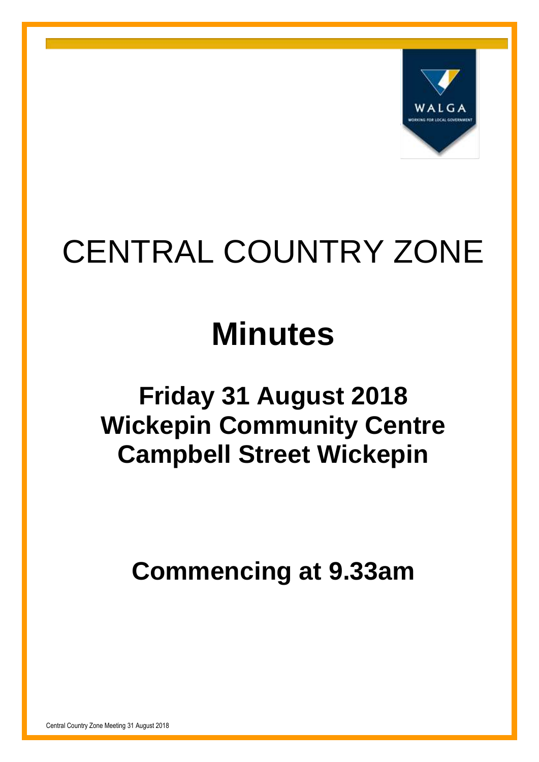# CENTRAL COUNTRY ZONE

# Minutes

## Friday 31 August 2018
## Wickepin Community Centre
## Campbell Street Wickepin

## Commencing at 9.33am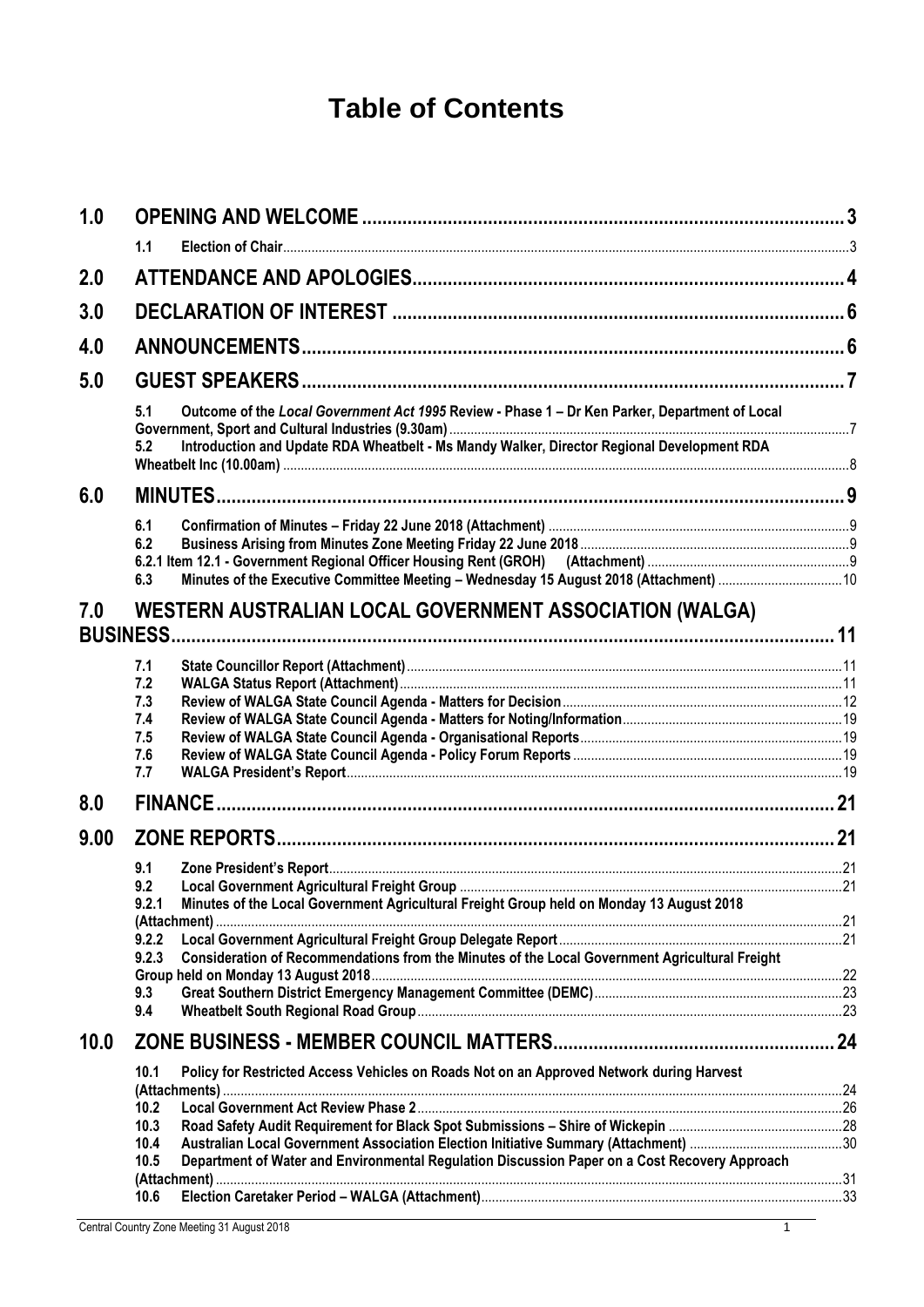# Table of Contents

- **1.0 OPENING AND WELCOME** ... 3
  - **1.1 Election of Chair** ... 3
- **2.0 ATTENDANCE AND APOLOGIES** ... 4
- **3.0 DECLARATION OF INTEREST** ... 6
- **4.0 ANNOUNCEMENTS** ... 6
- **5.0 GUEST SPEAKERS** ... 7
  - **5.1 Outcome of the *Local Government Act 1995* Review - Phase 1 – Dr Ken Parker, Department of Local Government, Sport and Cultural Industries (9.30am)** ... 7
  - **5.2 Introduction and Update RDA Wheatbelt - Ms Mandy Walker, Director Regional Development RDA Wheatbelt Inc (10.00am)** ... 8
- **6.0 MINUTES** ... 9
  - **6.1 Confirmation of Minutes – Friday 22 June 2018 (Attachment)** ... 9
  - **6.2 Business Arising from Minutes Zone Meeting Friday 22 June 2018** ... 9
  - **6.2.1 Item 12.1 - Government Regional Officer Housing Rent (GROH) (Attachment)** ... 9
  - **6.3 Minutes of the Executive Committee Meeting – Wednesday 15 August 2018 (Attachment)** ... 10
- **7.0 WESTERN AUSTRALIAN LOCAL GOVERNMENT ASSOCIATION (WALGA) BUSINESS** ... 11
  - **7.1 State Councillor Report (Attachment)** ... 11
  - **7.2 WALGA Status Report (Attachment)** ... 11
  - **7.3 Review of WALGA State Council Agenda - Matters for Decision** ... 12
  - **7.4 Review of WALGA State Council Agenda - Matters for Noting/Information** ... 19
  - **7.5 Review of WALGA State Council Agenda - Organisational Reports** ... 19
  - **7.6 Review of WALGA State Council Agenda - Policy Forum Reports** ... 19
  - **7.7 WALGA President's Report** ... 19
- **8.0 FINANCE** ... 21
- **9.00 ZONE REPORTS** ... 21
  - **9.1 Zone President's Report** ... 21
  - **9.2 Local Government Agricultural Freight Group** ... 21
  - **9.2.1 Minutes of the Local Government Agricultural Freight Group held on Monday 13 August 2018 (Attachment)** ... 21
  - **9.2.2 Local Government Agricultural Freight Group Delegate Report** ... 21
  - **9.2.3 Consideration of Recommendations from the Minutes of the Local Government Agricultural Freight Group held on Monday 13 August 2018** ... 22
  - **9.3 Great Southern District Emergency Management Committee (DEMC)** ... 23
  - **9.4 Wheatbelt South Regional Road Group** ... 23
- **10.0 ZONE BUSINESS - MEMBER COUNCIL MATTERS** ... 24
  - **10.1 Policy for Restricted Access Vehicles on Roads Not on an Approved Network during Harvest (Attachments)** ... 24
  - **10.2 Local Government Act Review Phase 2** ... 26
  - **10.3 Road Safety Audit Requirement for Black Spot Submissions – Shire of Wickepin** ... 28
  - **10.4 Australian Local Government Association Election Initiative Summary (Attachment)** ... 30
  - **10.5 Department of Water and Environmental Regulation Discussion Paper on a Cost Recovery Approach (Attachment)** ... 31
  - **10.6 Election Caretaker Period – WALGA (Attachment)** ... 33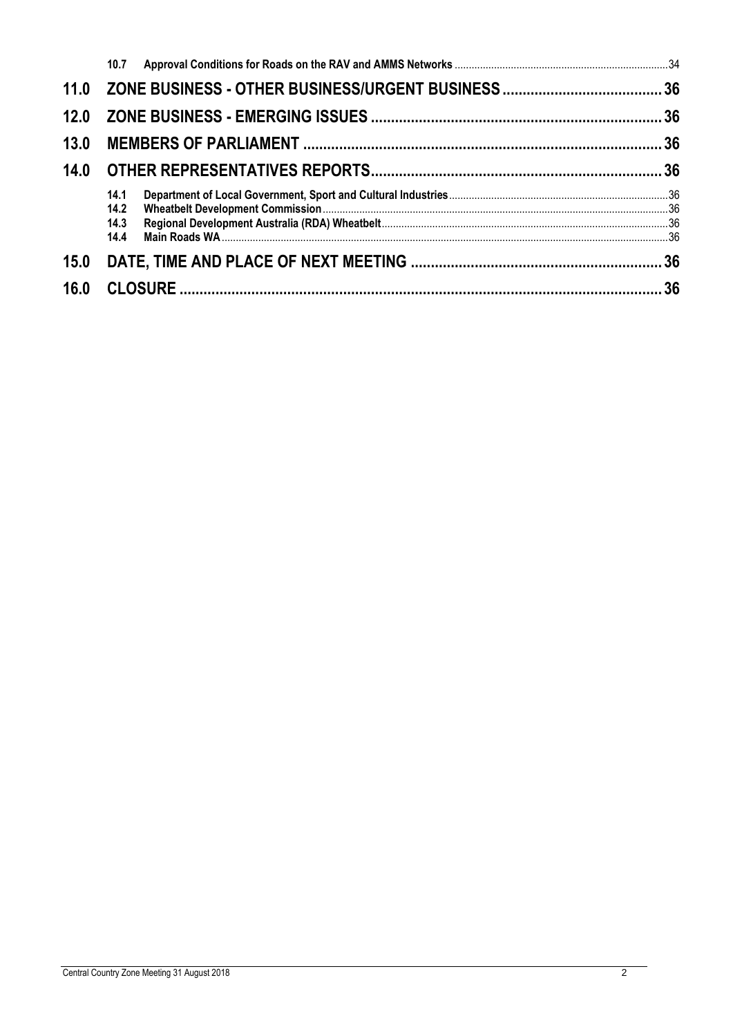10.7 **Approval Conditions for Roads on the RAV and AMMS Networks** .......... 34

**11.0 ZONE BUSINESS - OTHER BUSINESS/URGENT BUSINESS .......... 36**

**12.0 ZONE BUSINESS - EMERGING ISSUES .......... 36**

**13.0 MEMBERS OF PARLIAMENT .......... 36**

**14.0 OTHER REPRESENTATIVES REPORTS .......... 36**

14.1 **Department of Local Government, Sport and Cultural Industries** .......... 36
14.2 **Wheatbelt Development Commission** .......... 36
14.3 **Regional Development Australia (RDA) Wheatbelt** .......... 36
14.4 **Main Roads WA** .......... 36

**15.0 DATE, TIME AND PLACE OF NEXT MEETING .......... 36**

**16.0 CLOSURE .......... 36**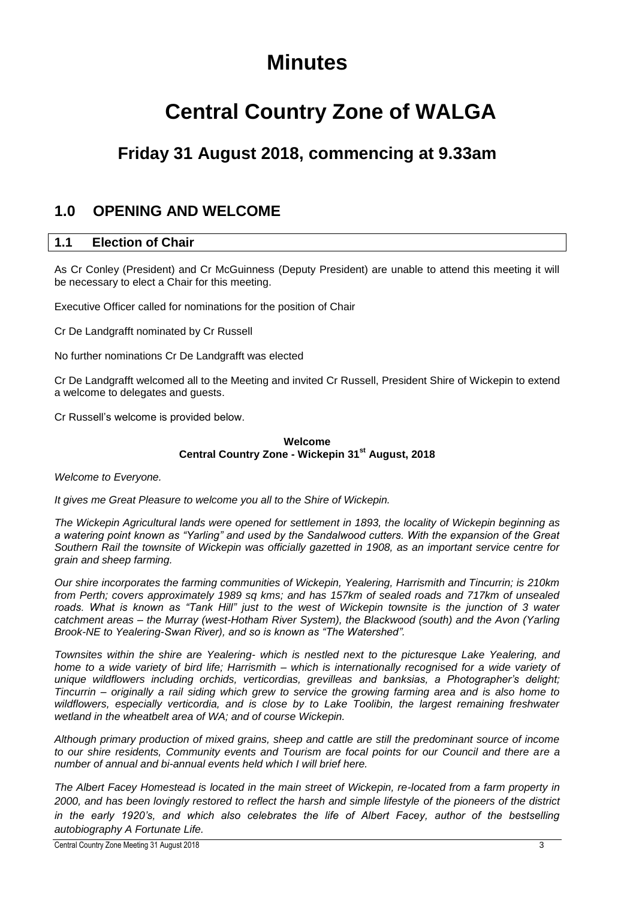# Minutes

# Central Country Zone of WALGA

## Friday 31 August 2018, commencing at 9.33am

## 1.0 OPENING AND WELCOME

### 1.1 Election of Chair

As Cr Conley (President) and Cr McGuinness (Deputy President) are unable to attend this meeting it will be necessary to elect a Chair for this meeting.

Executive Officer called for nominations for the position of Chair

Cr De Landgrafft nominated by Cr Russell

No further nominations Cr De Landgrafft was elected

Cr De Landgrafft welcomed all to the Meeting and invited Cr Russell, President Shire of Wickepin to extend a welcome to delegates and guests.

Cr Russell's welcome is provided below.

**Welcome**
**Central Country Zone - Wickepin 31st August, 2018**

*Welcome to Everyone.*

*It gives me Great Pleasure to welcome you all to the Shire of Wickepin.*

*The Wickepin Agricultural lands were opened for settlement in 1893, the locality of Wickepin beginning as a watering point known as "Yarling" and used by the Sandalwood cutters. With the expansion of the Great Southern Rail the townsite of Wickepin was officially gazetted in 1908, as an important service centre for grain and sheep farming.*

*Our shire incorporates the farming communities of Wickepin, Yealering, Harrismith and Tincurrin; is 210km from Perth; covers approximately 1989 sq kms; and has 157km of sealed roads and 717km of unsealed roads. What is known as "Tank Hill" just to the west of Wickepin townsite is the junction of 3 water catchment areas – the Murray (west-Hotham River System), the Blackwood (south) and the Avon (Yarling Brook-NE to Yealering-Swan River), and so is known as "The Watershed".*

*Townsites within the shire are Yealering- which is nestled next to the picturesque Lake Yealering, and home to a wide variety of bird life; Harrismith – which is internationally recognised for a wide variety of unique wildflowers including orchids, verticordias, grevilleas and banksias, a Photographer's delight; Tincurrin – originally a rail siding which grew to service the growing farming area and is also home to wildflowers, especially verticordia, and is close by to Lake Toolibin, the largest remaining freshwater wetland in the wheatbelt area of WA; and of course Wickepin.*

*Although primary production of mixed grains, sheep and cattle are still the predominant source of income to our shire residents, Community events and Tourism are focal points for our Council and there are a number of annual and bi-annual events held which I will brief here.*

*The Albert Facey Homestead is located in the main street of Wickepin, re-located from a farm property in 2000, and has been lovingly restored to reflect the harsh and simple lifestyle of the pioneers of the district in the early 1920's, and which also celebrates the life of Albert Facey, author of the bestselling autobiography A Fortunate Life.*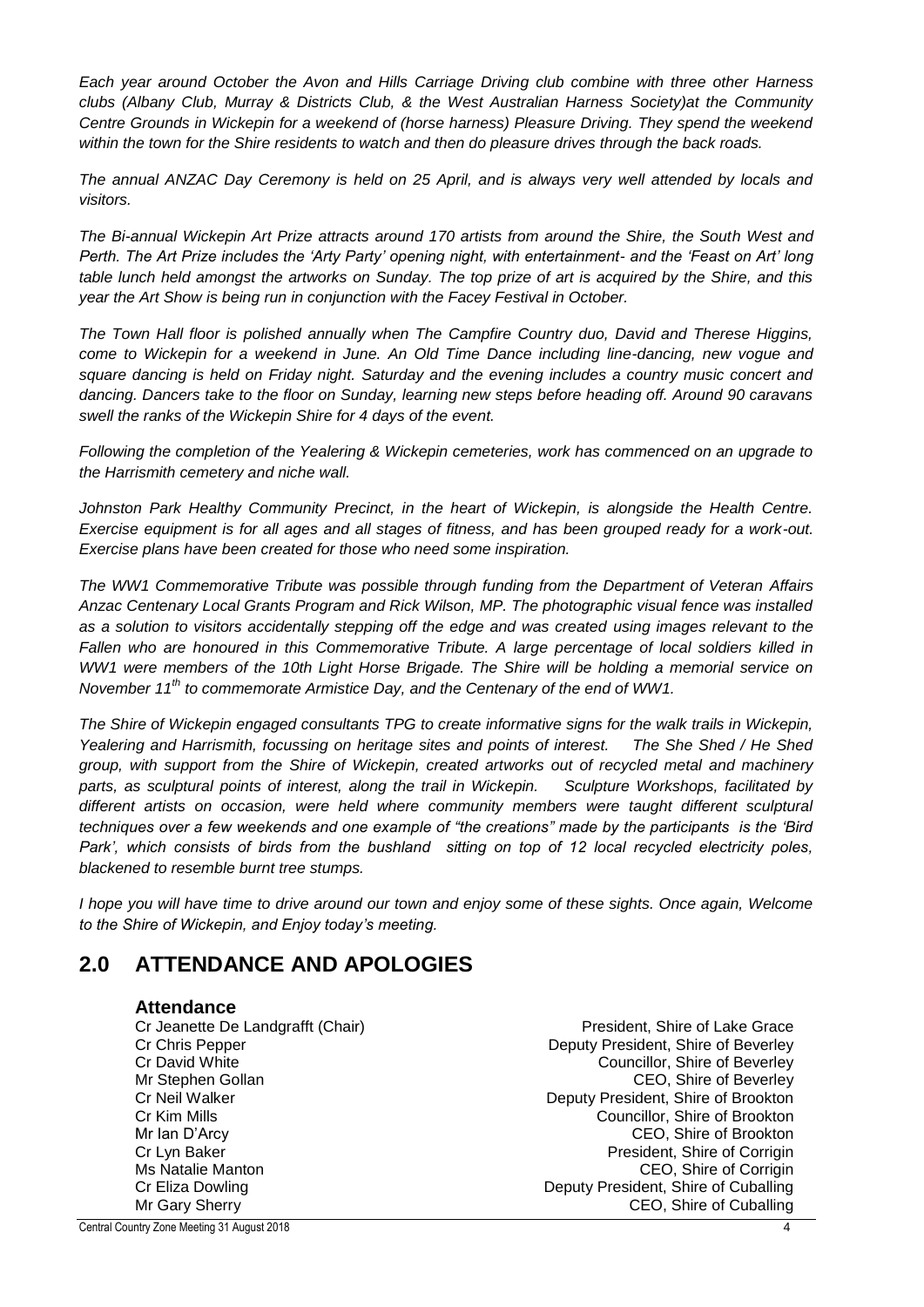*Each year around October the Avon and Hills Carriage Driving club combine with three other Harness clubs (Albany Club, Murray & Districts Club, & the West Australian Harness Society)at the Community Centre Grounds in Wickepin for a weekend of (horse harness) Pleasure Driving. They spend the weekend within the town for the Shire residents to watch and then do pleasure drives through the back roads.*

*The annual ANZAC Day Ceremony is held on 25 April, and is always very well attended by locals and visitors.*

*The Bi-annual Wickepin Art Prize attracts around 170 artists from around the Shire, the South West and Perth. The Art Prize includes the 'Arty Party' opening night, with entertainment- and the 'Feast on Art' long table lunch held amongst the artworks on Sunday. The top prize of art is acquired by the Shire, and this year the Art Show is being run in conjunction with the Facey Festival in October.*

*The Town Hall floor is polished annually when The Campfire Country duo, David and Therese Higgins, come to Wickepin for a weekend in June. An Old Time Dance including line-dancing, new vogue and square dancing is held on Friday night. Saturday and the evening includes a country music concert and dancing. Dancers take to the floor on Sunday, learning new steps before heading off. Around 90 caravans swell the ranks of the Wickepin Shire for 4 days of the event.*

*Following the completion of the Yealering & Wickepin cemeteries, work has commenced on an upgrade to the Harrismith cemetery and niche wall.*

*Johnston Park Healthy Community Precinct, in the heart of Wickepin, is alongside the Health Centre. Exercise equipment is for all ages and all stages of fitness, and has been grouped ready for a work-out. Exercise plans have been created for those who need some inspiration.*

*The WW1 Commemorative Tribute was possible through funding from the Department of Veteran Affairs Anzac Centenary Local Grants Program and Rick Wilson, MP. The photographic visual fence was installed as a solution to visitors accidentally stepping off the edge and was created using images relevant to the Fallen who are honoured in this Commemorative Tribute. A large percentage of local soldiers killed in WW1 were members of the 10th Light Horse Brigade. The Shire will be holding a memorial service on November 11th to commemorate Armistice Day, and the Centenary of the end of WW1.*

*The Shire of Wickepin engaged consultants TPG to create informative signs for the walk trails in Wickepin, Yealering and Harrismith, focussing on heritage sites and points of interest. The She Shed / He Shed group, with support from the Shire of Wickepin, created artworks out of recycled metal and machinery parts, as sculptural points of interest, along the trail in Wickepin. Sculpture Workshops, facilitated by different artists on occasion, were held where community members were taught different sculptural techniques over a few weekends and one example of "the creations" made by the participants is the 'Bird Park', which consists of birds from the bushland sitting on top of 12 local recycled electricity poles, blackened to resemble burnt tree stumps.*

*I hope you will have time to drive around our town and enjoy some of these sights. Once again, Welcome to the Shire of Wickepin, and Enjoy today's meeting.*

# 2.0 ATTENDANCE AND APOLOGIES

### Attendance

| | |
|---|---|
| Cr Jeanette De Landgrafft (Chair) | President, Shire of Lake Grace |
| Cr Chris Pepper | Deputy President, Shire of Beverley |
| Cr David White | Councillor, Shire of Beverley |
| Mr Stephen Gollan | CEO, Shire of Beverley |
| Cr Neil Walker | Deputy President, Shire of Brookton |
| Cr Kim Mills | Councillor, Shire of Brookton |
| Mr Ian D'Arcy | CEO, Shire of Brookton |
| Cr Lyn Baker | President, Shire of Corrigin |
| Ms Natalie Manton | CEO, Shire of Corrigin |
| Cr Eliza Dowling | Deputy President, Shire of Cuballing |
| Mr Gary Sherry | CEO, Shire of Cuballing |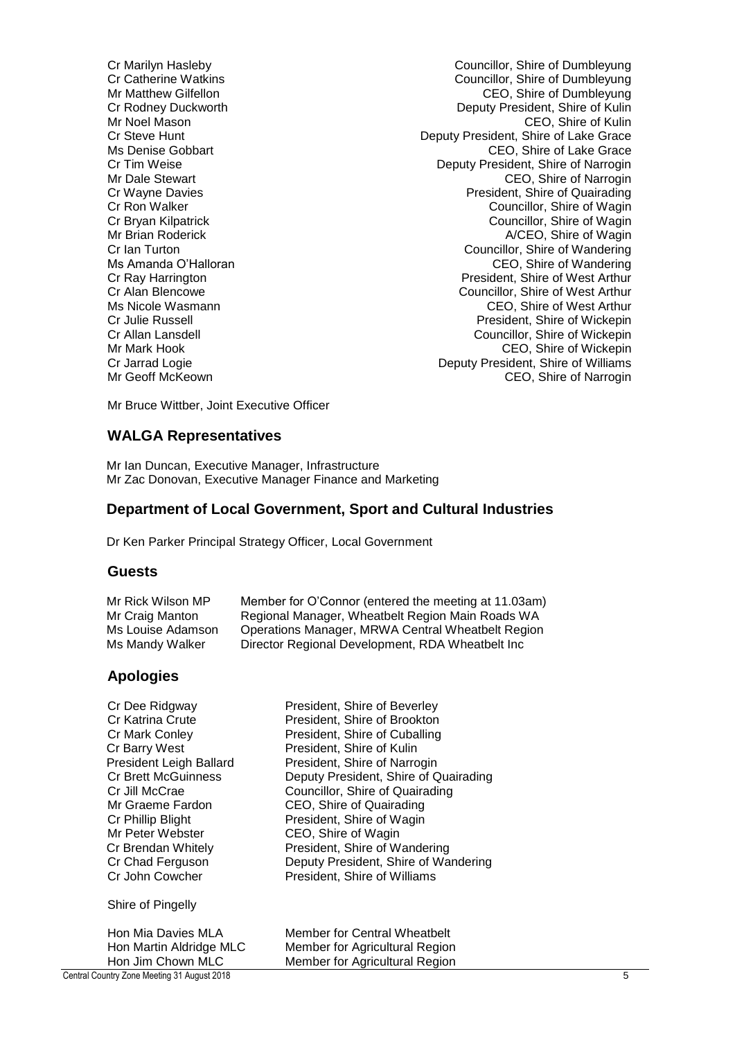| | |
|---|---|
| Cr Marilyn Hasleby | Councillor, Shire of Dumbleyung |
| Cr Catherine Watkins | Councillor, Shire of Dumbleyung |
| Mr Matthew Gilfellon | CEO, Shire of Dumbleyung |
| Cr Rodney Duckworth | Deputy President, Shire of Kulin |
| Mr Noel Mason | CEO, Shire of Kulin |
| Cr Steve Hunt | Deputy President, Shire of Lake Grace |
| Ms Denise Gobbart | CEO, Shire of Lake Grace |
| Cr Tim Weise | Deputy President, Shire of Narrogin |
| Mr Dale Stewart | CEO, Shire of Narrogin |
| Cr Wayne Davies | President, Shire of Quairading |
| Cr Ron Walker | Councillor, Shire of Wagin |
| Cr Bryan Kilpatrick | Councillor, Shire of Wagin |
| Mr Brian Roderick | A/CEO, Shire of Wagin |
| Cr Ian Turton | Councillor, Shire of Wandering |
| Ms Amanda O'Halloran | CEO, Shire of Wandering |
| Cr Ray Harrington | President, Shire of West Arthur |
| Cr Alan Blencowe | Councillor, Shire of West Arthur |
| Ms Nicole Wasmann | CEO, Shire of West Arthur |
| Cr Julie Russell | President, Shire of Wickepin |
| Cr Allan Lansdell | Councillor, Shire of Wickepin |
| Mr Mark Hook | CEO, Shire of Wickepin |
| Cr Jarrad Logie | Deputy President, Shire of Williams |
| Mr Geoff McKeown | CEO, Shire of Narrogin |

Mr Bruce Wittber, Joint Executive Officer

## WALGA Representatives

Mr Ian Duncan, Executive Manager, Infrastructure
Mr Zac Donovan, Executive Manager Finance and Marketing

## Department of Local Government, Sport and Cultural Industries

Dr Ken Parker Principal Strategy Officer, Local Government

## Guests

| | |
|---|---|
| Mr Rick Wilson MP | Member for O'Connor (entered the meeting at 11.03am) |
| Mr Craig Manton | Regional Manager, Wheatbelt Region Main Roads WA |
| Ms Louise Adamson | Operations Manager, MRWA Central Wheatbelt Region |
| Ms Mandy Walker | Director Regional Development, RDA Wheatbelt Inc |

## Apologies

| | |
|---|---|
| Cr Dee Ridgway | President, Shire of Beverley |
| Cr Katrina Crute | President, Shire of Brookton |
| Cr Mark Conley | President, Shire of Cuballing |
| Cr Barry West | President, Shire of Kulin |
| President Leigh Ballard | President, Shire of Narrogin |
| Cr Brett McGuinness | Deputy President, Shire of Quairading |
| Cr Jill McCrae | Councillor, Shire of Quairading |
| Mr Graeme Fardon | CEO, Shire of Quairading |
| Cr Phillip Blight | President, Shire of Wagin |
| Mr Peter Webster | CEO, Shire of Wagin |
| Cr Brendan Whitely | President, Shire of Wandering |
| Cr Chad Ferguson | Deputy President, Shire of Wandering |
| Cr John Cowcher | President, Shire of Williams |

Shire of Pingelly

| | |
|---|---|
| Hon Mia Davies MLA | Member for Central Wheatbelt |
| Hon Martin Aldridge MLC | Member for Agricultural Region |
| Hon Jim Chown MLC | Member for Agricultural Region |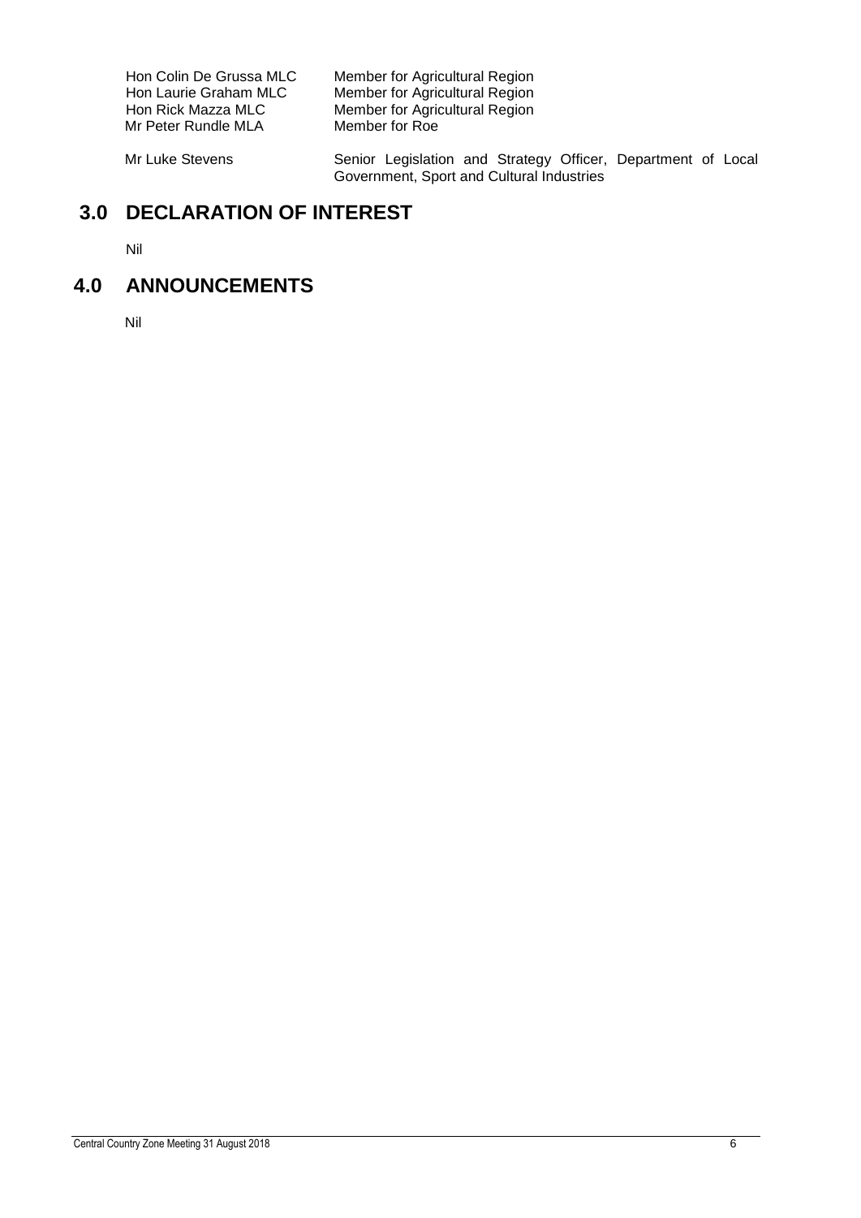| | |
|---|---|
| Hon Colin De Grussa MLC | Member for Agricultural Region |
| Hon Laurie Graham MLC | Member for Agricultural Region |
| Hon Rick Mazza MLC | Member for Agricultural Region |
| Mr Peter Rundle MLA | Member for Roe |
| Mr Luke Stevens | Senior Legislation and Strategy Officer, Department of Local Government, Sport and Cultural Industries |

## 3.0 DECLARATION OF INTEREST

Nil

## 4.0 ANNOUNCEMENTS

Nil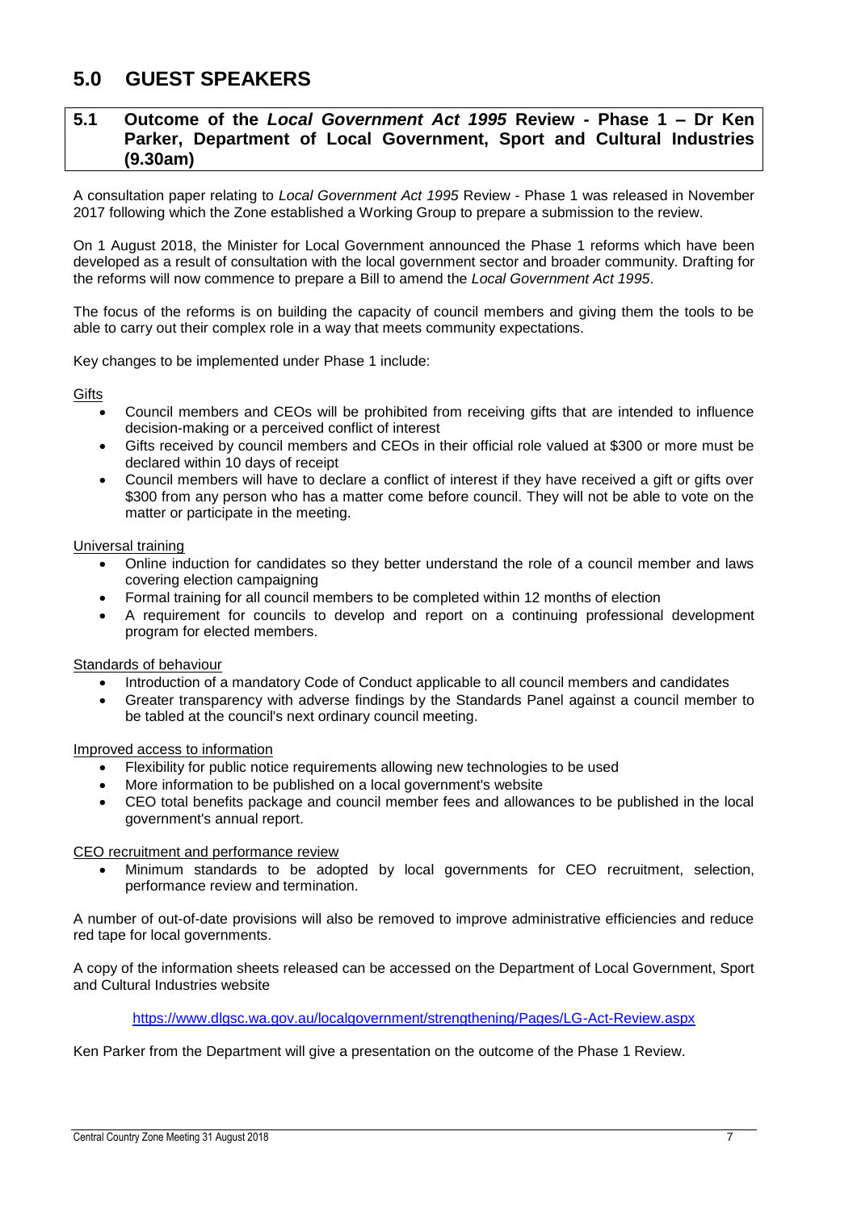# 5.0 GUEST SPEAKERS

## 5.1 Outcome of the *Local Government Act 1995* Review - Phase 1 – Dr Ken Parker, Department of Local Government, Sport and Cultural Industries (9.30am)

A consultation paper relating to *Local Government Act 1995* Review - Phase 1 was released in November 2017 following which the Zone established a Working Group to prepare a submission to the review.

On 1 August 2018, the Minister for Local Government announced the Phase 1 reforms which have been developed as a result of consultation with the local government sector and broader community. Drafting for the reforms will now commence to prepare a Bill to amend the *Local Government Act 1995*.

The focus of the reforms is on building the capacity of council members and giving them the tools to be able to carry out their complex role in a way that meets community expectations.

Key changes to be implemented under Phase 1 include:

Gifts

- Council members and CEOs will be prohibited from receiving gifts that are intended to influence decision-making or a perceived conflict of interest
- Gifts received by council members and CEOs in their official role valued at $300 or more must be declared within 10 days of receipt
- Council members will have to declare a conflict of interest if they have received a gift or gifts over $300 from any person who has a matter come before council. They will not be able to vote on the matter or participate in the meeting.

Universal training

- Online induction for candidates so they better understand the role of a council member and laws covering election campaigning
- Formal training for all council members to be completed within 12 months of election
- A requirement for councils to develop and report on a continuing professional development program for elected members.

Standards of behaviour

- Introduction of a mandatory Code of Conduct applicable to all council members and candidates
- Greater transparency with adverse findings by the Standards Panel against a council member to be tabled at the council's next ordinary council meeting.

Improved access to information

- Flexibility for public notice requirements allowing new technologies to be used
- More information to be published on a local government's website
- CEO total benefits package and council member fees and allowances to be published in the local government's annual report.

CEO recruitment and performance review

- Minimum standards to be adopted by local governments for CEO recruitment, selection, performance review and termination.

A number of out-of-date provisions will also be removed to improve administrative efficiencies and reduce red tape for local governments.

A copy of the information sheets released can be accessed on the Department of Local Government, Sport and Cultural Industries website

https://www.dlgsc.wa.gov.au/localgovernment/strengthening/Pages/LG-Act-Review.aspx

Ken Parker from the Department will give a presentation on the outcome of the Phase 1 Review.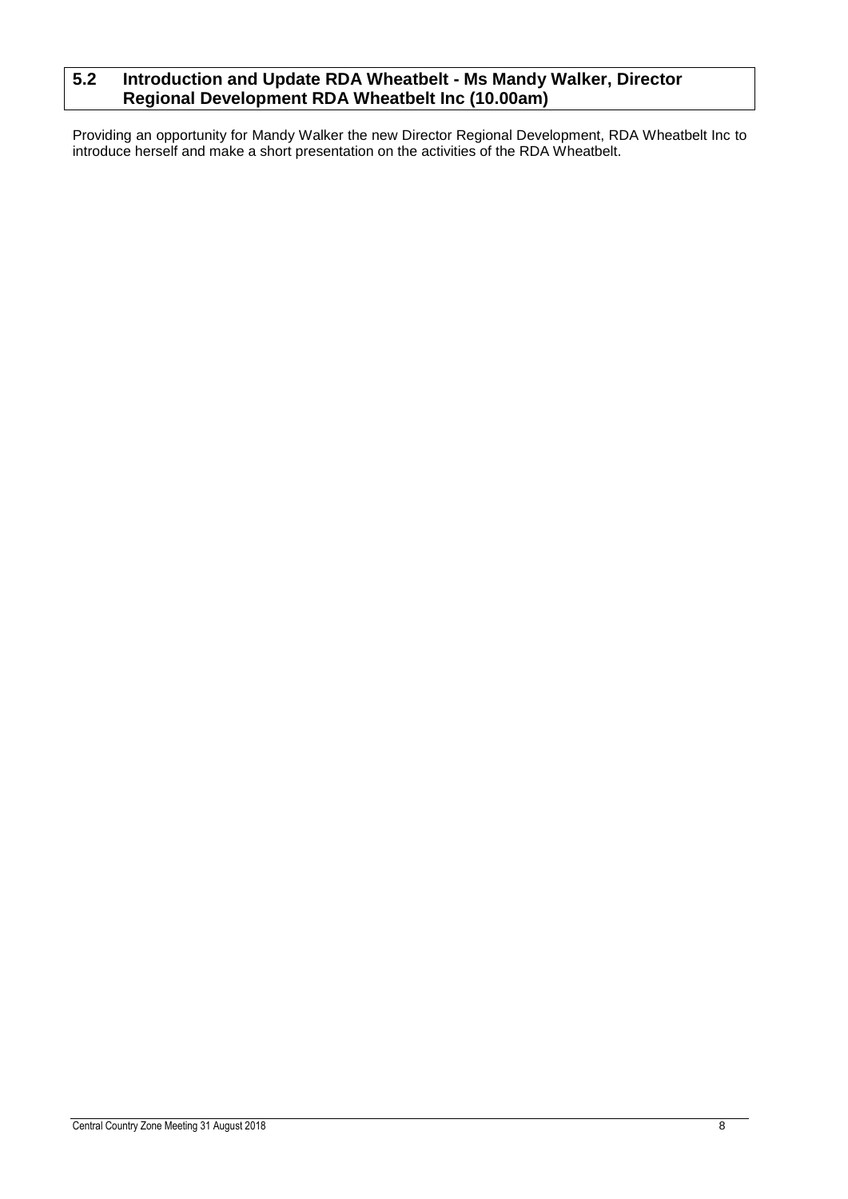## 5.2 Introduction and Update RDA Wheatbelt - Ms Mandy Walker, Director Regional Development RDA Wheatbelt Inc (10.00am)

Providing an opportunity for Mandy Walker the new Director Regional Development, RDA Wheatbelt Inc to introduce herself and make a short presentation on the activities of the RDA Wheatbelt.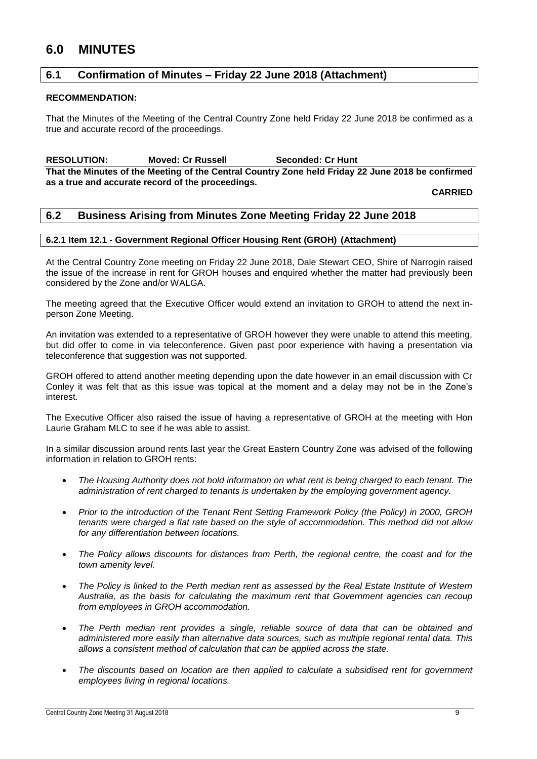# 6.0 MINUTES

## 6.1 Confirmation of Minutes – Friday 22 June 2018 (Attachment)

**RECOMMENDATION:**

That the Minutes of the Meeting of the Central Country Zone held Friday 22 June 2018 be confirmed as a true and accurate record of the proceedings.

**RESOLUTION: Moved: Cr Russell Seconded: Cr Hunt**

**That the Minutes of the Meeting of the Central Country Zone held Friday 22 June 2018 be confirmed as a true and accurate record of the proceedings.**

**CARRIED**

## 6.2 Business Arising from Minutes Zone Meeting Friday 22 June 2018

### 6.2.1 Item 12.1 - Government Regional Officer Housing Rent (GROH) (Attachment)

At the Central Country Zone meeting on Friday 22 June 2018, Dale Stewart CEO, Shire of Narrogin raised the issue of the increase in rent for GROH houses and enquired whether the matter had previously been considered by the Zone and/or WALGA.

The meeting agreed that the Executive Officer would extend an invitation to GROH to attend the next in-person Zone Meeting.

An invitation was extended to a representative of GROH however they were unable to attend this meeting, but did offer to come in via teleconference. Given past poor experience with having a presentation via teleconference that suggestion was not supported.

GROH offered to attend another meeting depending upon the date however in an email discussion with Cr Conley it was felt that as this issue was topical at the moment and a delay may not be in the Zone's interest.

The Executive Officer also raised the issue of having a representative of GROH at the meeting with Hon Laurie Graham MLC to see if he was able to assist.

In a similar discussion around rents last year the Great Eastern Country Zone was advised of the following information in relation to GROH rents:

- *The Housing Authority does not hold information on what rent is being charged to each tenant. The administration of rent charged to tenants is undertaken by the employing government agency.*
- *Prior to the introduction of the Tenant Rent Setting Framework Policy (the Policy) in 2000, GROH tenants were charged a flat rate based on the style of accommodation. This method did not allow for any differentiation between locations.*
- *The Policy allows discounts for distances from Perth, the regional centre, the coast and for the town amenity level.*
- *The Policy is linked to the Perth median rent as assessed by the Real Estate Institute of Western Australia, as the basis for calculating the maximum rent that Government agencies can recoup from employees in GROH accommodation.*
- *The Perth median rent provides a single, reliable source of data that can be obtained and administered more easily than alternative data sources, such as multiple regional rental data. This allows a consistent method of calculation that can be applied across the state.*
- *The discounts based on location are then applied to calculate a subsidised rent for government employees living in regional locations.*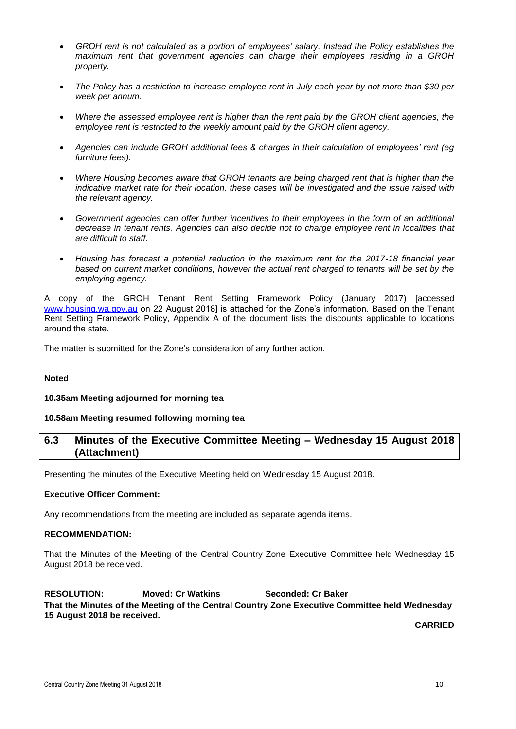- *GROH rent is not calculated as a portion of employees' salary. Instead the Policy establishes the maximum rent that government agencies can charge their employees residing in a GROH property.*

- *The Policy has a restriction to increase employee rent in July each year by not more than $30 per week per annum.*

- *Where the assessed employee rent is higher than the rent paid by the GROH client agencies, the employee rent is restricted to the weekly amount paid by the GROH client agency.*

- *Agencies can include GROH additional fees & charges in their calculation of employees' rent (eg furniture fees).*

- *Where Housing becomes aware that GROH tenants are being charged rent that is higher than the indicative market rate for their location, these cases will be investigated and the issue raised with the relevant agency.*

- *Government agencies can offer further incentives to their employees in the form of an additional decrease in tenant rents. Agencies can also decide not to charge employee rent in localities that are difficult to staff.*

- *Housing has forecast a potential reduction in the maximum rent for the 2017-18 financial year based on current market conditions, however the actual rent charged to tenants will be set by the employing agency.*

A copy of the GROH Tenant Rent Setting Framework Policy (January 2017) [accessed www.housing.wa.gov.au on 22 August 2018] is attached for the Zone's information. Based on the Tenant Rent Setting Framework Policy, Appendix A of the document lists the discounts applicable to locations around the state.

The matter is submitted for the Zone's consideration of any further action.

**Noted**

**10.35am Meeting adjourned for morning tea**

**10.58am Meeting resumed following morning tea**

## 6.3 Minutes of the Executive Committee Meeting – Wednesday 15 August 2018 (Attachment)

Presenting the minutes of the Executive Meeting held on Wednesday 15 August 2018.

**Executive Officer Comment:**

Any recommendations from the meeting are included as separate agenda items.

**RECOMMENDATION:**

That the Minutes of the Meeting of the Central Country Zone Executive Committee held Wednesday 15 August 2018 be received.

**RESOLUTION: Moved: Cr Watkins Seconded: Cr Baker**

**That the Minutes of the Meeting of the Central Country Zone Executive Committee held Wednesday 15 August 2018 be received.**

**CARRIED**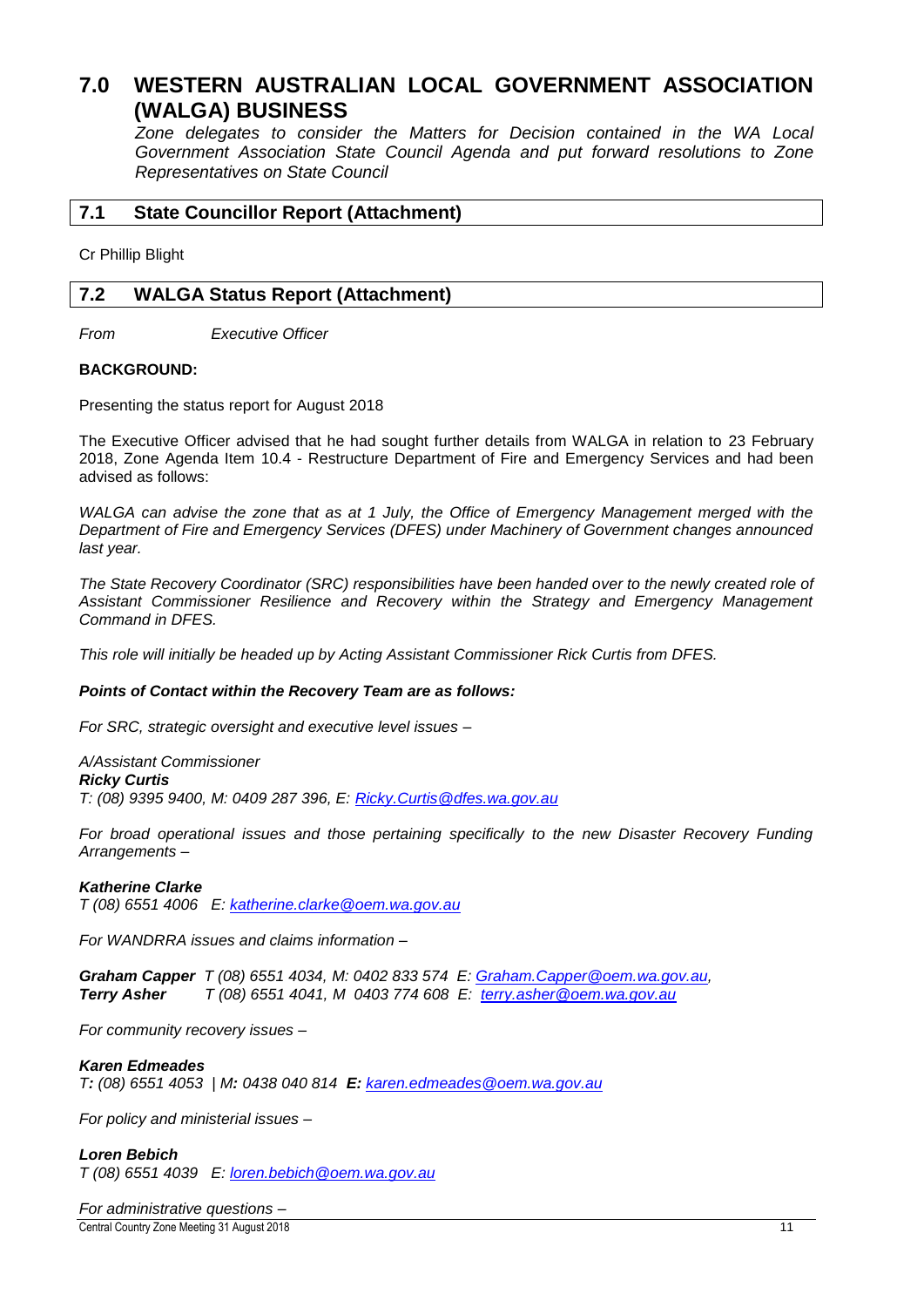# 7.0 WESTERN AUSTRALIAN LOCAL GOVERNMENT ASSOCIATION (WALGA) BUSINESS

*Zone delegates to consider the Matters for Decision contained in the WA Local Government Association State Council Agenda and put forward resolutions to Zone Representatives on State Council*

## 7.1 State Councillor Report (Attachment)

Cr Phillip Blight

## 7.2 WALGA Status Report (Attachment)

*From* *Executive Officer*

**BACKGROUND:**

Presenting the status report for August 2018

The Executive Officer advised that he had sought further details from WALGA in relation to 23 February 2018, Zone Agenda Item 10.4 - Restructure Department of Fire and Emergency Services and had been advised as follows:

*WALGA can advise the zone that as at 1 July, the Office of Emergency Management merged with the Department of Fire and Emergency Services (DFES) under Machinery of Government changes announced last year.*

*The State Recovery Coordinator (SRC) responsibilities have been handed over to the newly created role of Assistant Commissioner Resilience and Recovery within the Strategy and Emergency Management Command in DFES.*

*This role will initially be headed up by Acting Assistant Commissioner Rick Curtis from DFES.*

***Points of Contact within the Recovery Team are as follows:***

*For SRC, strategic oversight and executive level issues –*

*A/Assistant Commissioner*
***Ricky Curtis***
*T: (08) 9395 9400, M: 0409 287 396, E: Ricky.Curtis@dfes.wa.gov.au*

*For broad operational issues and those pertaining specifically to the new Disaster Recovery Funding Arrangements –*

***Katherine Clarke***
*T (08) 6551 4006 E: katherine.clarke@oem.wa.gov.au*

*For WANDRRA issues and claims information –*

***Graham Capper*** *T (08) 6551 4034, M: 0402 833 574 E: Graham.Capper@oem.wa.gov.au,*
***Terry Asher*** *T (08) 6551 4041, M 0403 774 608 E: terry.asher@oem.wa.gov.au*

*For community recovery issues –*

***Karen Edmeades***
*T: (08) 6551 4053 | M: 0438 040 814* ***E:*** *karen.edmeades@oem.wa.gov.au*

*For policy and ministerial issues –*

***Loren Bebich***
*T (08) 6551 4039 E: loren.bebich@oem.wa.gov.au*

*For administrative questions –*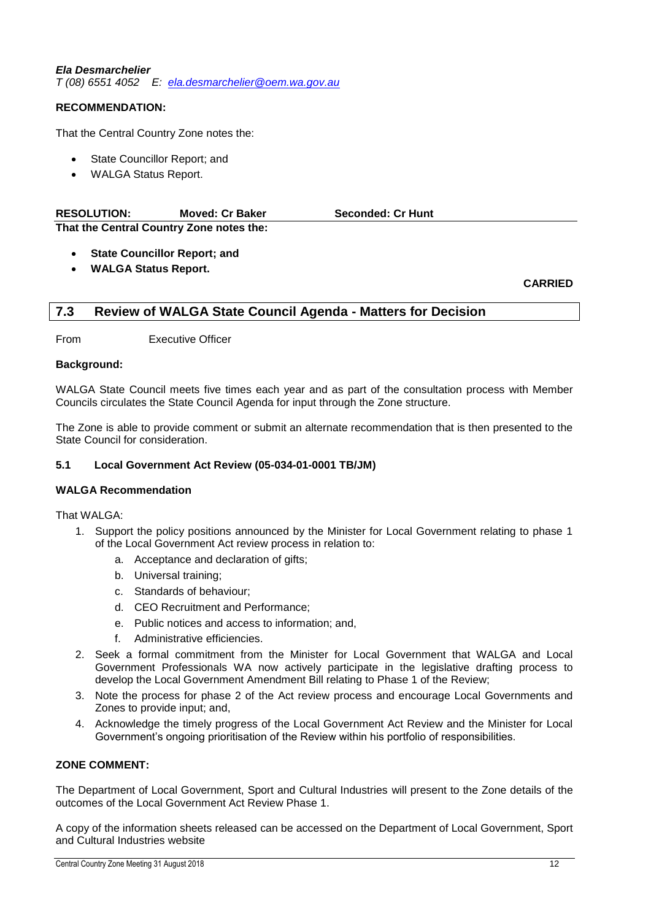***Ela Desmarchelier***
*T (08) 6551 4052 E: [ela.desmarchelier@oem.wa.gov.au](mailto:ela.desmarchelier@oem.wa.gov.au)*

**RECOMMENDATION:**

That the Central Country Zone notes the:

- State Councillor Report; and
- WALGA Status Report.

**RESOLUTION: Moved: Cr Baker Seconded: Cr Hunt**

**That the Central Country Zone notes the:**

- **State Councillor Report; and**
- **WALGA Status Report.**

**CARRIED**

## 7.3 Review of WALGA State Council Agenda - Matters for Decision

From Executive Officer

**Background:**

WALGA State Council meets five times each year and as part of the consultation process with Member Councils circulates the State Council Agenda for input through the Zone structure.

The Zone is able to provide comment or submit an alternate recommendation that is then presented to the State Council for consideration.

**5.1 Local Government Act Review (05-034-01-0001 TB/JM)**

**WALGA Recommendation**

That WALGA:

1. Support the policy positions announced by the Minister for Local Government relating to phase 1 of the Local Government Act review process in relation to:
   a. Acceptance and declaration of gifts;
   b. Universal training;
   c. Standards of behaviour;
   d. CEO Recruitment and Performance;
   e. Public notices and access to information; and,
   f. Administrative efficiencies.
2. Seek a formal commitment from the Minister for Local Government that WALGA and Local Government Professionals WA now actively participate in the legislative drafting process to develop the Local Government Amendment Bill relating to Phase 1 of the Review;
3. Note the process for phase 2 of the Act review process and encourage Local Governments and Zones to provide input; and,
4. Acknowledge the timely progress of the Local Government Act Review and the Minister for Local Government's ongoing prioritisation of the Review within his portfolio of responsibilities.

**ZONE COMMENT:**

The Department of Local Government, Sport and Cultural Industries will present to the Zone details of the outcomes of the Local Government Act Review Phase 1.

A copy of the information sheets released can be accessed on the Department of Local Government, Sport and Cultural Industries website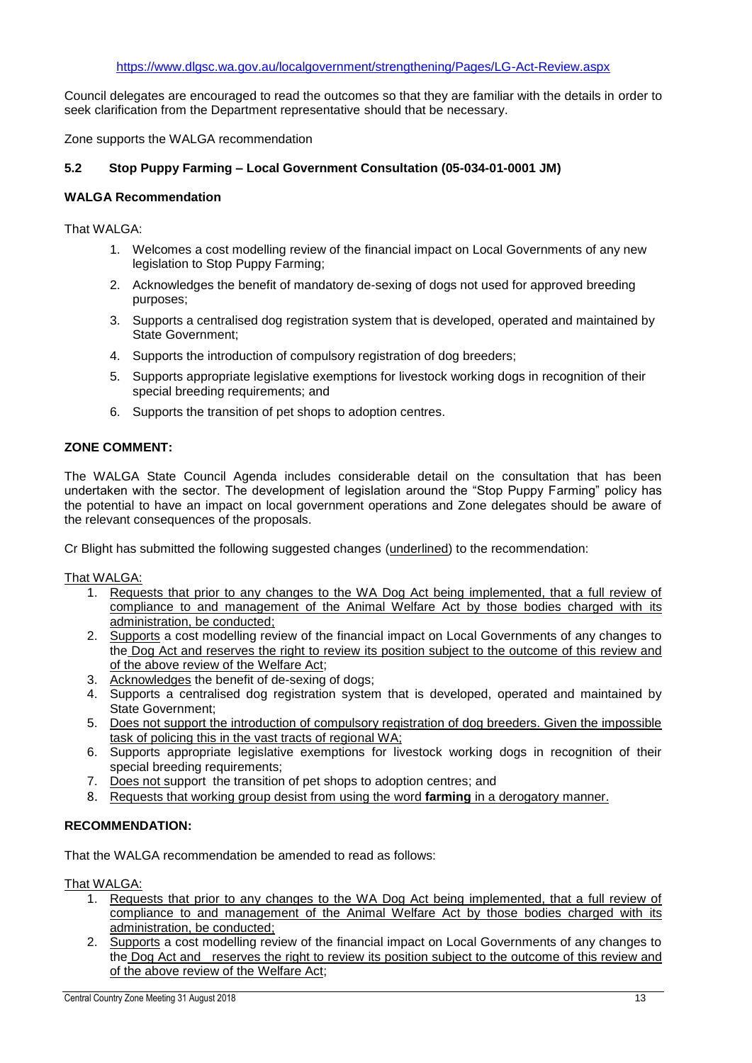https://www.dlgsc.wa.gov.au/localgovernment/strengthening/Pages/LG-Act-Review.aspx

Council delegates are encouraged to read the outcomes so that they are familiar with the details in order to seek clarification from the Department representative should that be necessary.

Zone supports the WALGA recommendation

### 5.2 Stop Puppy Farming – Local Government Consultation (05-034-01-0001 JM)

**WALGA Recommendation**

That WALGA:

1. Welcomes a cost modelling review of the financial impact on Local Governments of any new legislation to Stop Puppy Farming;
2. Acknowledges the benefit of mandatory de-sexing of dogs not used for approved breeding purposes;
3. Supports a centralised dog registration system that is developed, operated and maintained by State Government;
4. Supports the introduction of compulsory registration of dog breeders;
5. Supports appropriate legislative exemptions for livestock working dogs in recognition of their special breeding requirements; and
6. Supports the transition of pet shops to adoption centres.

**ZONE COMMENT:**

The WALGA State Council Agenda includes considerable detail on the consultation that has been undertaken with the sector. The development of legislation around the "Stop Puppy Farming" policy has the potential to have an impact on local government operations and Zone delegates should be aware of the relevant consequences of the proposals.

Cr Blight has submitted the following suggested changes (underlined) to the recommendation:

<u>That WALGA:</u>

1. <u>Requests that prior to any changes to the WA Dog Act being implemented, that a full review of compliance to and management of the Animal Welfare Act by those bodies charged with its administration, be conducted;</u>
2. <u>Supports</u> a cost modelling review of the financial impact on Local Governments of any changes to the <u>Dog Act and reserves the right to review its position subject to the outcome of this review and of the above review of the Welfare Act</u>;
3. <u>Acknowledges</u> the benefit of de-sexing of dogs;
4. Supports a centralised dog registration system that is developed, operated and maintained by State Government;
5. <u>Does not support the introduction of compulsory registration of dog breeders. Given the impossible task of policing this in the vast tracts of regional WA;</u>
6. Supports appropriate legislative exemptions for livestock working dogs in recognition of their special breeding requirements;
7. <u>Does not s</u>upport the transition of pet shops to adoption centres; and
8. <u>Requests that working group desist from using the word **farming** in a derogatory manner.</u>

**RECOMMENDATION:**

That the WALGA recommendation be amended to read as follows:

<u>That WALGA:</u>

1. <u>Requests that prior to any changes to the WA Dog Act being implemented, that a full review of compliance to and management of the Animal Welfare Act by those bodies charged with its administration, be conducted;</u>
2. <u>Supports</u> a cost modelling review of the financial impact on Local Governments of any changes to the <u>Dog Act and reserves the right to review its position subject to the outcome of this review and of the above review of the Welfare Act</u>;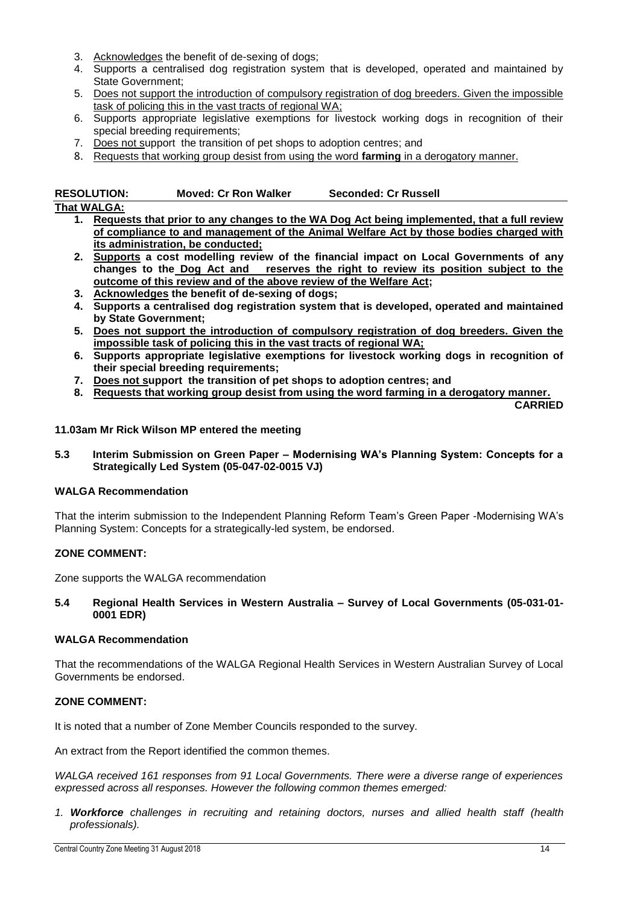3. <u>Acknowledges</u> the benefit of de-sexing of dogs;
4. Supports a centralised dog registration system that is developed, operated and maintained by State Government;
5. <u>Does not support the introduction of compulsory registration of dog breeders. Given the impossible task of policing this in the vast tracts of regional WA;</u>
6. Supports appropriate legislative exemptions for livestock working dogs in recognition of their special breeding requirements;
7. <u>Does not s</u>upport the transition of pet shops to adoption centres; and
8. <u>Requests that working group desist from using the word **farming** in a derogatory manner.</u>

**RESOLUTION: Moved: Cr Ron Walker Seconded: Cr Russell**

**That WALGA:**

1. **Requests that prior to any changes to the WA Dog Act being implemented, that a full review of compliance to and management of the Animal Welfare Act by those bodies charged with its administration, be conducted;**
2. **Supports a cost modelling review of the financial impact on Local Governments of any changes to the Dog Act and reserves the right to review its position subject to the outcome of this review and of the above review of the Welfare Act;**
3. **Acknowledges the benefit of de-sexing of dogs;**
4. **Supports a centralised dog registration system that is developed, operated and maintained by State Government;**
5. **Does not support the introduction of compulsory registration of dog breeders. Given the impossible task of policing this in the vast tracts of regional WA;**
6. **Supports appropriate legislative exemptions for livestock working dogs in recognition of their special breeding requirements;**
7. **Does not support the transition of pet shops to adoption centres; and**
8. **Requests that working group desist from using the word farming in a derogatory manner.**

**CARRIED**

**11.03am Mr Rick Wilson MP entered the meeting**

### 5.3 Interim Submission on Green Paper – Modernising WA's Planning System: Concepts for a Strategically Led System (05-047-02-0015 VJ)

**WALGA Recommendation**

That the interim submission to the Independent Planning Reform Team's Green Paper -Modernising WA's Planning System: Concepts for a strategically-led system, be endorsed.

**ZONE COMMENT:**

Zone supports the WALGA recommendation

### 5.4 Regional Health Services in Western Australia – Survey of Local Governments (05-031-01-0001 EDR)

**WALGA Recommendation**

That the recommendations of the WALGA Regional Health Services in Western Australian Survey of Local Governments be endorsed.

**ZONE COMMENT:**

It is noted that a number of Zone Member Councils responded to the survey.

An extract from the Report identified the common themes.

*WALGA received 161 responses from 91 Local Governments. There were a diverse range of experiences expressed across all responses. However the following common themes emerged:*

1. ***Workforce** challenges in recruiting and retaining doctors, nurses and allied health staff (health professionals).*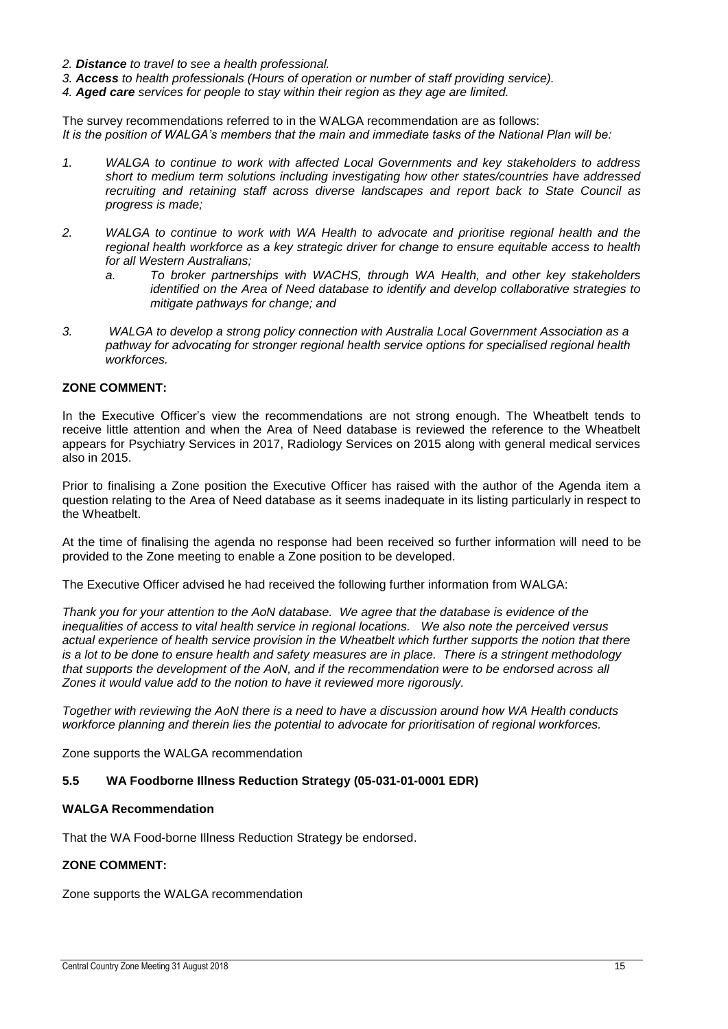2. ***Distance*** *to travel to see a health professional.*
3. ***Access*** *to health professionals (Hours of operation or number of staff providing service).*
4. ***Aged care*** *services for people to stay within their region as they age are limited.*

The survey recommendations referred to in the WALGA recommendation are as follows:
*It is the position of WALGA's members that the main and immediate tasks of the National Plan will be:*

1. *WALGA to continue to work with affected Local Governments and key stakeholders to address short to medium term solutions including investigating how other states/countries have addressed recruiting and retaining staff across diverse landscapes and report back to State Council as progress is made;*

2. *WALGA to continue to work with WA Health to advocate and prioritise regional health and the regional health workforce as a key strategic driver for change to ensure equitable access to health for all Western Australians;*
   a. *To broker partnerships with WACHS, through WA Health, and other key stakeholders identified on the Area of Need database to identify and develop collaborative strategies to mitigate pathways for change; and*

3. *WALGA to develop a strong policy connection with Australia Local Government Association as a pathway for advocating for stronger regional health service options for specialised regional health workforces.*

**ZONE COMMENT:**

In the Executive Officer's view the recommendations are not strong enough. The Wheatbelt tends to receive little attention and when the Area of Need database is reviewed the reference to the Wheatbelt appears for Psychiatry Services in 2017, Radiology Services on 2015 along with general medical services also in 2015.

Prior to finalising a Zone position the Executive Officer has raised with the author of the Agenda item a question relating to the Area of Need database as it seems inadequate in its listing particularly in respect to the Wheatbelt.

At the time of finalising the agenda no response had been received so further information will need to be provided to the Zone meeting to enable a Zone position to be developed.

The Executive Officer advised he had received the following further information from WALGA:

*Thank you for your attention to the AoN database. We agree that the database is evidence of the inequalities of access to vital health service in regional locations. We also note the perceived versus actual experience of health service provision in the Wheatbelt which further supports the notion that there is a lot to be done to ensure health and safety measures are in place. There is a stringent methodology that supports the development of the AoN, and if the recommendation were to be endorsed across all Zones it would value add to the notion to have it reviewed more rigorously.*

*Together with reviewing the AoN there is a need to have a discussion around how WA Health conducts workforce planning and therein lies the potential to advocate for prioritisation of regional workforces.*

Zone supports the WALGA recommendation

### 5.5 WA Foodborne Illness Reduction Strategy (05-031-01-0001 EDR)

**WALGA Recommendation**

That the WA Food-borne Illness Reduction Strategy be endorsed.

**ZONE COMMENT:**

Zone supports the WALGA recommendation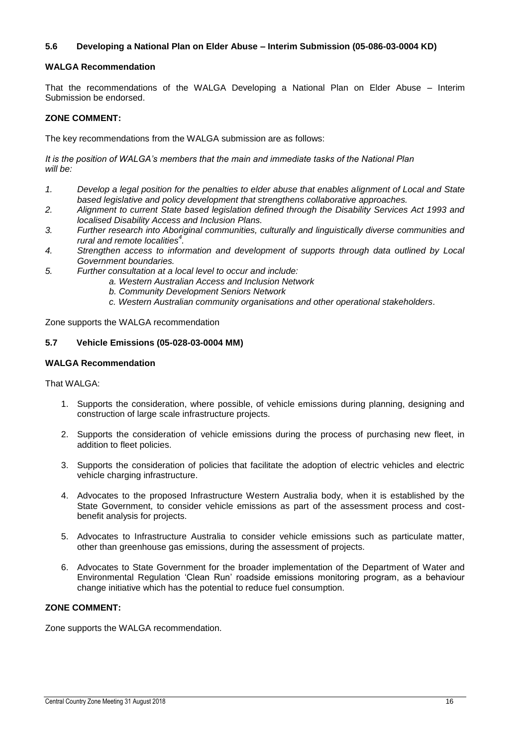### 5.6 Developing a National Plan on Elder Abuse – Interim Submission (05-086-03-0004 KD)

**WALGA Recommendation**

That the recommendations of the WALGA Developing a National Plan on Elder Abuse – Interim Submission be endorsed.

**ZONE COMMENT:**

The key recommendations from the WALGA submission are as follows:

*It is the position of WALGA's members that the main and immediate tasks of the National Plan will be:*

1. *Develop a legal position for the penalties to elder abuse that enables alignment of Local and State based legislative and policy development that strengthens collaborative approaches.*
2. *Alignment to current State based legislation defined through the Disability Services Act 1993 and localised Disability Access and Inclusion Plans.*
3. *Further research into Aboriginal communities, culturally and linguistically diverse communities and rural and remote localities[4].*
4. *Strengthen access to information and development of supports through data outlined by Local Government boundaries.*
5. *Further consultation at a local level to occur and include:*
    - *a. Western Australian Access and Inclusion Network*
    - *b. Community Development Seniors Network*
    - *c. Western Australian community organisations and other operational stakeholders.*

Zone supports the WALGA recommendation

### 5.7 Vehicle Emissions (05-028-03-0004 MM)

**WALGA Recommendation**

That WALGA:

1. Supports the consideration, where possible, of vehicle emissions during planning, designing and construction of large scale infrastructure projects.
2. Supports the consideration of vehicle emissions during the process of purchasing new fleet, in addition to fleet policies.
3. Supports the consideration of policies that facilitate the adoption of electric vehicles and electric vehicle charging infrastructure.
4. Advocates to the proposed Infrastructure Western Australia body, when it is established by the State Government, to consider vehicle emissions as part of the assessment process and cost-benefit analysis for projects.
5. Advocates to Infrastructure Australia to consider vehicle emissions such as particulate matter, other than greenhouse gas emissions, during the assessment of projects.
6. Advocates to State Government for the broader implementation of the Department of Water and Environmental Regulation 'Clean Run' roadside emissions monitoring program, as a behaviour change initiative which has the potential to reduce fuel consumption.

**ZONE COMMENT:**

Zone supports the WALGA recommendation.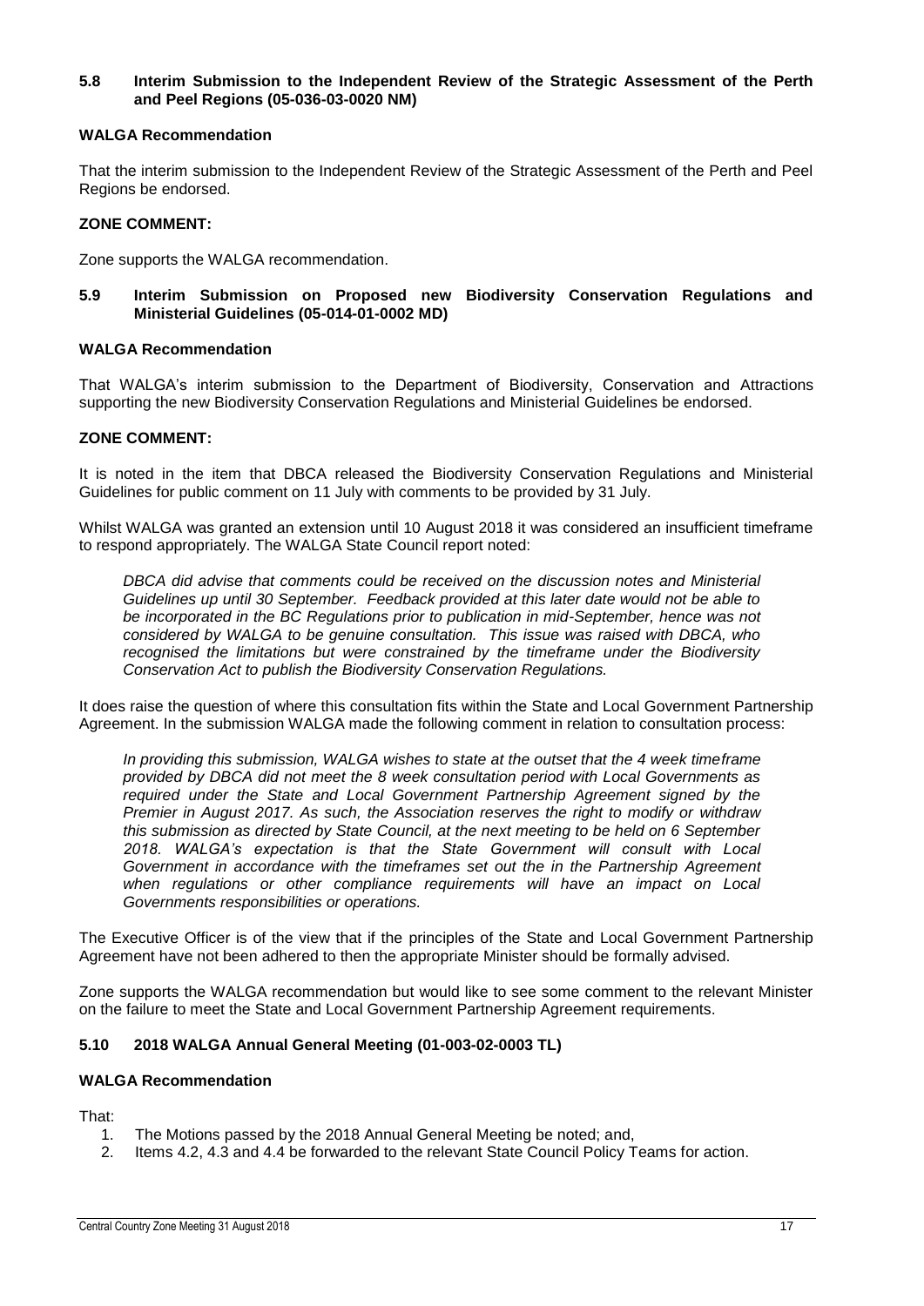### 5.8 Interim Submission to the Independent Review of the Strategic Assessment of the Perth and Peel Regions (05-036-03-0020 NM)

**WALGA Recommendation**

That the interim submission to the Independent Review of the Strategic Assessment of the Perth and Peel Regions be endorsed.

**ZONE COMMENT:**

Zone supports the WALGA recommendation.

### 5.9 Interim Submission on Proposed new Biodiversity Conservation Regulations and Ministerial Guidelines (05-014-01-0002 MD)

**WALGA Recommendation**

That WALGA's interim submission to the Department of Biodiversity, Conservation and Attractions supporting the new Biodiversity Conservation Regulations and Ministerial Guidelines be endorsed.

**ZONE COMMENT:**

It is noted in the item that DBCA released the Biodiversity Conservation Regulations and Ministerial Guidelines for public comment on 11 July with comments to be provided by 31 July.

Whilst WALGA was granted an extension until 10 August 2018 it was considered an insufficient timeframe to respond appropriately. The WALGA State Council report noted:

> *DBCA did advise that comments could be received on the discussion notes and Ministerial Guidelines up until 30 September. Feedback provided at this later date would not be able to be incorporated in the BC Regulations prior to publication in mid-September, hence was not considered by WALGA to be genuine consultation. This issue was raised with DBCA, who recognised the limitations but were constrained by the timeframe under the Biodiversity Conservation Act to publish the Biodiversity Conservation Regulations.*

It does raise the question of where this consultation fits within the State and Local Government Partnership Agreement. In the submission WALGA made the following comment in relation to consultation process:

> *In providing this submission, WALGA wishes to state at the outset that the 4 week timeframe provided by DBCA did not meet the 8 week consultation period with Local Governments as required under the State and Local Government Partnership Agreement signed by the Premier in August 2017. As such, the Association reserves the right to modify or withdraw this submission as directed by State Council, at the next meeting to be held on 6 September 2018. WALGA's expectation is that the State Government will consult with Local Government in accordance with the timeframes set out the in the Partnership Agreement when regulations or other compliance requirements will have an impact on Local Governments responsibilities or operations.*

The Executive Officer is of the view that if the principles of the State and Local Government Partnership Agreement have not been adhered to then the appropriate Minister should be formally advised.

Zone supports the WALGA recommendation but would like to see some comment to the relevant Minister on the failure to meet the State and Local Government Partnership Agreement requirements.

### 5.10 2018 WALGA Annual General Meeting (01-003-02-0003 TL)

**WALGA Recommendation**

That:

1. The Motions passed by the 2018 Annual General Meeting be noted; and,
2. Items 4.2, 4.3 and 4.4 be forwarded to the relevant State Council Policy Teams for action.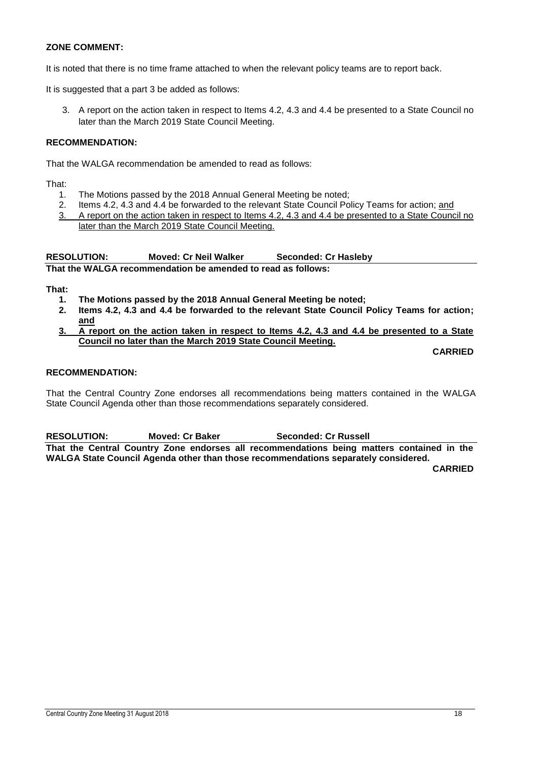**ZONE COMMENT:**

It is noted that there is no time frame attached to when the relevant policy teams are to report back.

It is suggested that a part 3 be added as follows:

3. A report on the action taken in respect to Items 4.2, 4.3 and 4.4 be presented to a State Council no later than the March 2019 State Council Meeting.

**RECOMMENDATION:**

That the WALGA recommendation be amended to read as follows:

That:

1. The Motions passed by the 2018 Annual General Meeting be noted;
2. Items 4.2, 4.3 and 4.4 be forwarded to the relevant State Council Policy Teams for action; <u>and</u>
3. <u>A report on the action taken in respect to Items 4.2, 4.3 and 4.4 be presented to a State Council no later than the March 2019 State Council Meeting.</u>

**RESOLUTION: Moved: Cr Neil Walker Seconded: Cr Hasleby**

**That the WALGA recommendation be amended to read as follows:**

**That:**

1. **The Motions passed by the 2018 Annual General Meeting be noted;**
2. **Items 4.2, 4.3 and 4.4 be forwarded to the relevant State Council Policy Teams for action; <u>and</u>**
3. **<u>A report on the action taken in respect to Items 4.2, 4.3 and 4.4 be presented to a State Council no later than the March 2019 State Council Meeting.</u>**

**CARRIED**

**RECOMMENDATION:**

That the Central Country Zone endorses all recommendations being matters contained in the WALGA State Council Agenda other than those recommendations separately considered.

**RESOLUTION: Moved: Cr Baker Seconded: Cr Russell**

**That the Central Country Zone endorses all recommendations being matters contained in the WALGA State Council Agenda other than those recommendations separately considered.**

**CARRIED**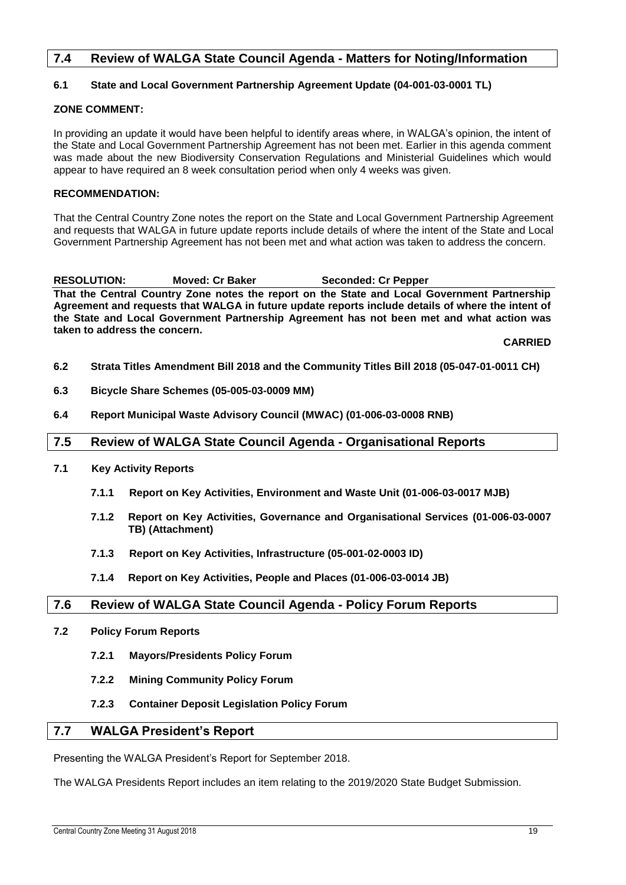## 7.4 Review of WALGA State Council Agenda - Matters for Noting/Information

**6.1 State and Local Government Partnership Agreement Update (04-001-03-0001 TL)**

**ZONE COMMENT:**

In providing an update it would have been helpful to identify areas where, in WALGA's opinion, the intent of the State and Local Government Partnership Agreement has not been met. Earlier in this agenda comment was made about the new Biodiversity Conservation Regulations and Ministerial Guidelines which would appear to have required an 8 week consultation period when only 4 weeks was given.

**RECOMMENDATION:**

That the Central Country Zone notes the report on the State and Local Government Partnership Agreement and requests that WALGA in future update reports include details of where the intent of the State and Local Government Partnership Agreement has not been met and what action was taken to address the concern.

**RESOLUTION: Moved: Cr Baker Seconded: Cr Pepper**

**That the Central Country Zone notes the report on the State and Local Government Partnership Agreement and requests that WALGA in future update reports include details of where the intent of the State and Local Government Partnership Agreement has not been met and what action was taken to address the concern.**

**CARRIED**

**6.2 Strata Titles Amendment Bill 2018 and the Community Titles Bill 2018 (05-047-01-0011 CH)**

**6.3 Bicycle Share Schemes (05-005-03-0009 MM)**

**6.4 Report Municipal Waste Advisory Council (MWAC) (01-006-03-0008 RNB)**

## 7.5 Review of WALGA State Council Agenda - Organisational Reports

**7.1 Key Activity Reports**

- **7.1.1 Report on Key Activities, Environment and Waste Unit (01-006-03-0017 MJB)**
- **7.1.2 Report on Key Activities, Governance and Organisational Services (01-006-03-0007 TB) (Attachment)**
- **7.1.3 Report on Key Activities, Infrastructure (05-001-02-0003 ID)**
- **7.1.4 Report on Key Activities, People and Places (01-006-03-0014 JB)**

## 7.6 Review of WALGA State Council Agenda - Policy Forum Reports

**7.2 Policy Forum Reports**

- **7.2.1 Mayors/Presidents Policy Forum**
- **7.2.2 Mining Community Policy Forum**
- **7.2.3 Container Deposit Legislation Policy Forum**

## 7.7 WALGA President's Report

Presenting the WALGA President's Report for September 2018.

The WALGA Presidents Report includes an item relating to the 2019/2020 State Budget Submission.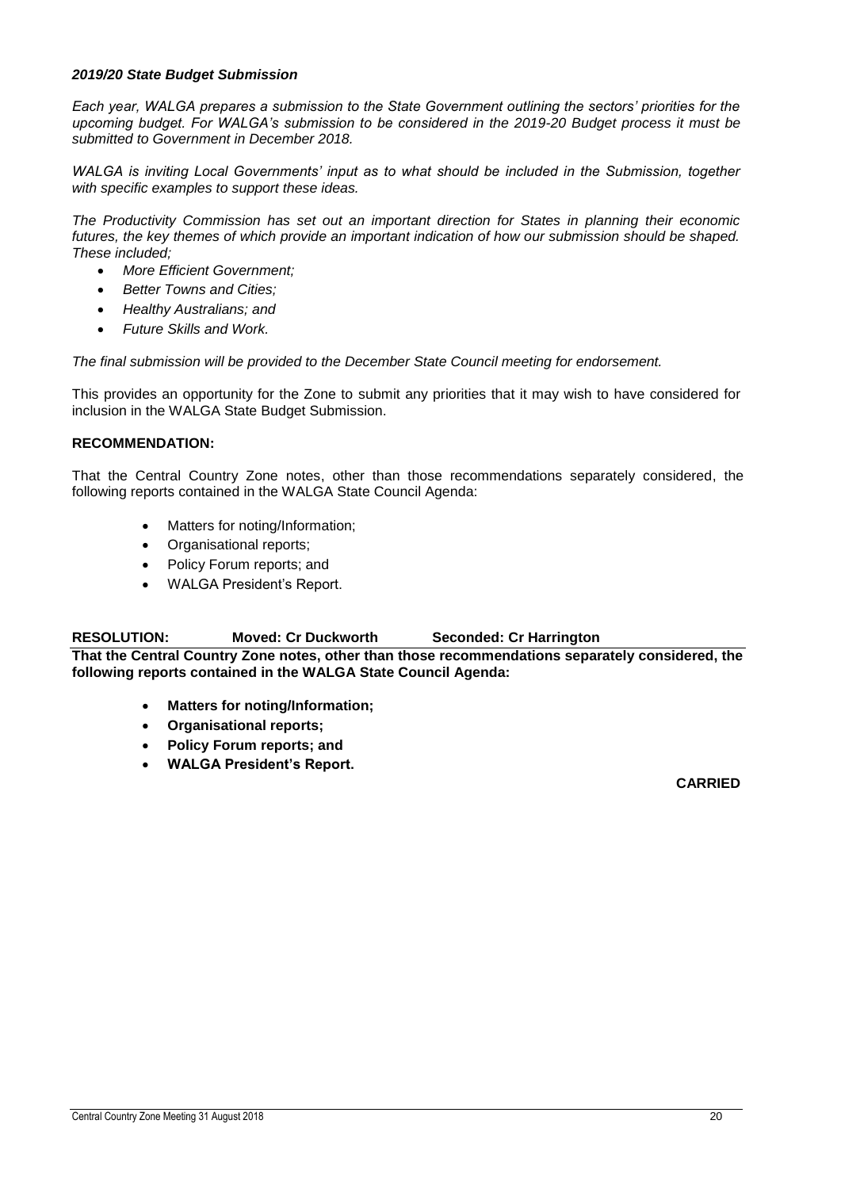***2019/20 State Budget Submission***

*Each year, WALGA prepares a submission to the State Government outlining the sectors' priorities for the upcoming budget. For WALGA's submission to be considered in the 2019-20 Budget process it must be submitted to Government in December 2018.*

*WALGA is inviting Local Governments' input as to what should be included in the Submission, together with specific examples to support these ideas.*

*The Productivity Commission has set out an important direction for States in planning their economic futures, the key themes of which provide an important indication of how our submission should be shaped. These included;*

- *More Efficient Government;*
- *Better Towns and Cities;*
- *Healthy Australians; and*
- *Future Skills and Work.*

*The final submission will be provided to the December State Council meeting for endorsement.*

This provides an opportunity for the Zone to submit any priorities that it may wish to have considered for inclusion in the WALGA State Budget Submission.

**RECOMMENDATION:**

That the Central Country Zone notes, other than those recommendations separately considered, the following reports contained in the WALGA State Council Agenda:

- Matters for noting/Information;
- Organisational reports;
- Policy Forum reports; and
- WALGA President's Report.

**RESOLUTION: Moved: Cr Duckworth Seconded: Cr Harrington**

**That the Central Country Zone notes, other than those recommendations separately considered, the following reports contained in the WALGA State Council Agenda:**

- **Matters for noting/Information;**
- **Organisational reports;**
- **Policy Forum reports; and**
- **WALGA President's Report.**

**CARRIED**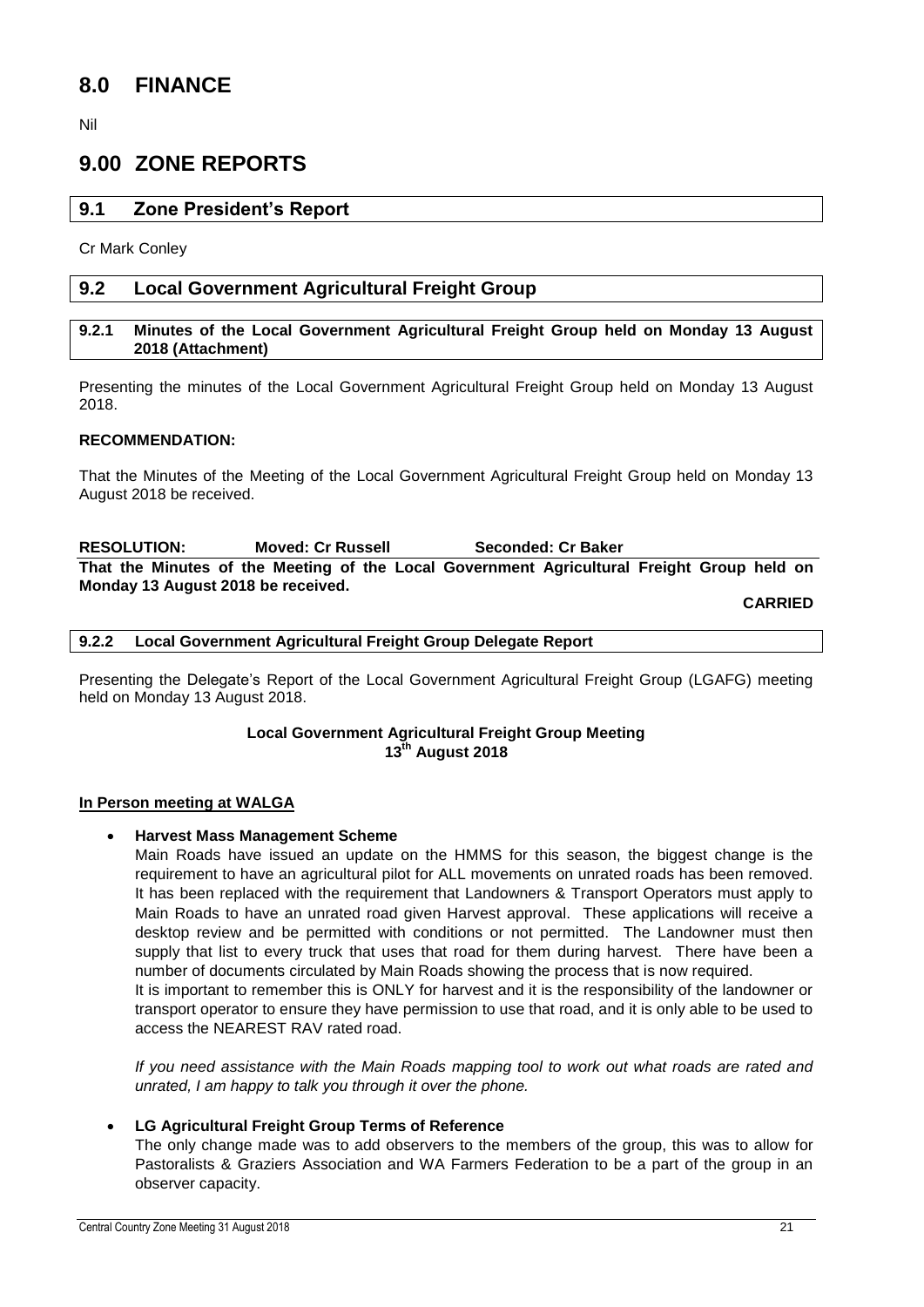# 8.0 FINANCE

Nil

# 9.00 ZONE REPORTS

## 9.1 Zone President's Report

Cr Mark Conley

## 9.2 Local Government Agricultural Freight Group

### 9.2.1 Minutes of the Local Government Agricultural Freight Group held on Monday 13 August 2018 (Attachment)

Presenting the minutes of the Local Government Agricultural Freight Group held on Monday 13 August 2018.

**RECOMMENDATION:**

That the Minutes of the Meeting of the Local Government Agricultural Freight Group held on Monday 13 August 2018 be received.

**RESOLUTION: Moved: Cr Russell Seconded: Cr Baker**

**That the Minutes of the Meeting of the Local Government Agricultural Freight Group held on Monday 13 August 2018 be received.**

**CARRIED**

### 9.2.2 Local Government Agricultural Freight Group Delegate Report

Presenting the Delegate's Report of the Local Government Agricultural Freight Group (LGAFG) meeting held on Monday 13 August 2018.

**Local Government Agricultural Freight Group Meeting**
**13th August 2018**

**In Person meeting at WALGA**

- **Harvest Mass Management Scheme**
  Main Roads have issued an update on the HMMS for this season, the biggest change is the requirement to have an agricultural pilot for ALL movements on unrated roads has been removed. It has been replaced with the requirement that Landowners & Transport Operators must apply to Main Roads to have an unrated road given Harvest approval. These applications will receive a desktop review and be permitted with conditions or not permitted. The Landowner must then supply that list to every truck that uses that road for them during harvest. There have been a number of documents circulated by Main Roads showing the process that is now required.
  It is important to remember this is ONLY for harvest and it is the responsibility of the landowner or transport operator to ensure they have permission to use that road, and it is only able to be used to access the NEAREST RAV rated road.

  *If you need assistance with the Main Roads mapping tool to work out what roads are rated and unrated, I am happy to talk you through it over the phone.*

- **LG Agricultural Freight Group Terms of Reference**
  The only change made was to add observers to the members of the group, this was to allow for Pastoralists & Graziers Association and WA Farmers Federation to be a part of the group in an observer capacity.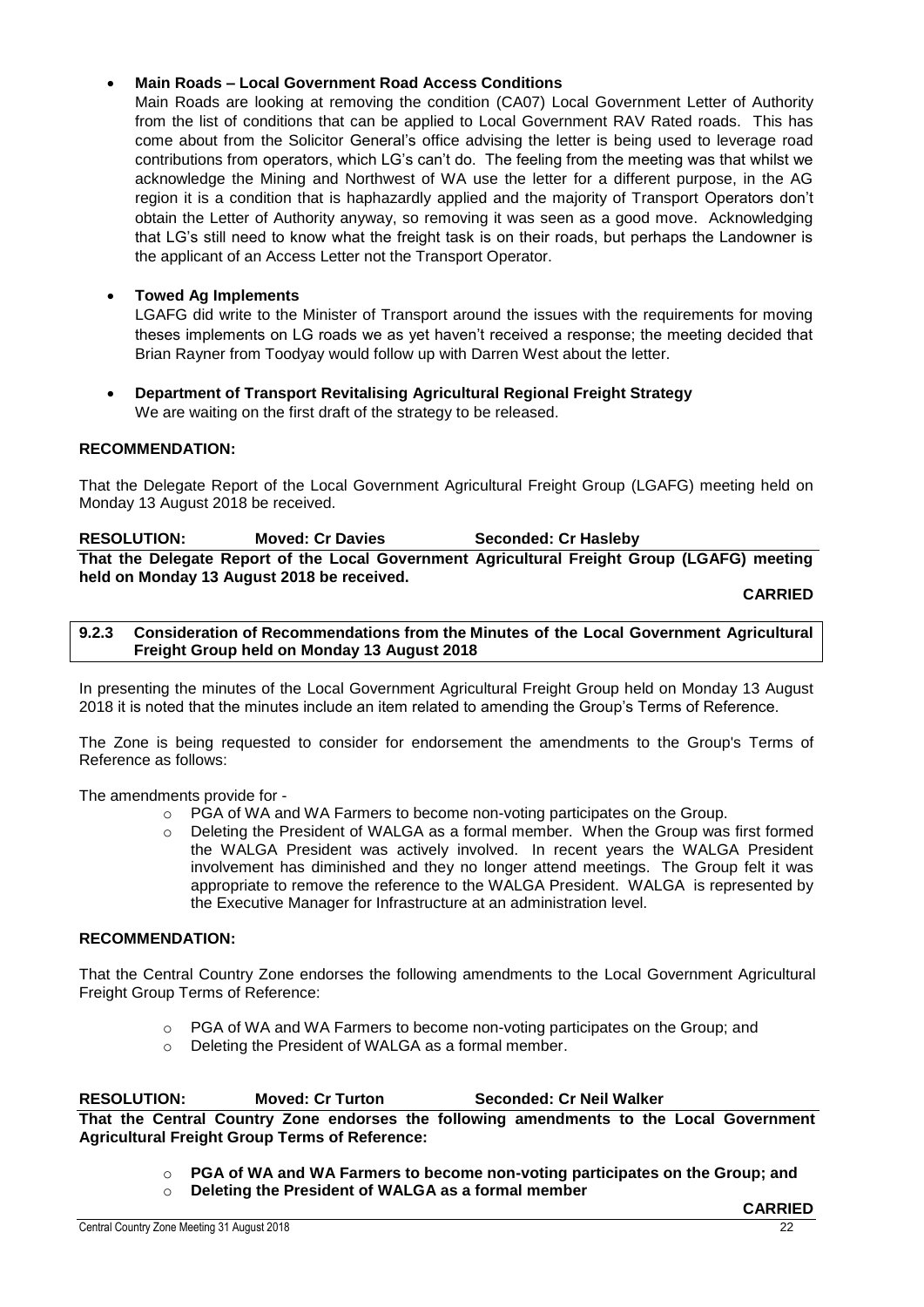- **Main Roads – Local Government Road Access Conditions**

  Main Roads are looking at removing the condition (CA07) Local Government Letter of Authority from the list of conditions that can be applied to Local Government RAV Rated roads. This has come about from the Solicitor General's office advising the letter is being used to leverage road contributions from operators, which LG's can't do. The feeling from the meeting was that whilst we acknowledge the Mining and Northwest of WA use the letter for a different purpose, in the AG region it is a condition that is haphazardly applied and the majority of Transport Operators don't obtain the Letter of Authority anyway, so removing it was seen as a good move. Acknowledging that LG's still need to know what the freight task is on their roads, but perhaps the Landowner is the applicant of an Access Letter not the Transport Operator.

- **Towed Ag Implements**

  LGAFG did write to the Minister of Transport around the issues with the requirements for moving theses implements on LG roads we as yet haven't received a response; the meeting decided that Brian Rayner from Toodyay would follow up with Darren West about the letter.

- **Department of Transport Revitalising Agricultural Regional Freight Strategy**

  We are waiting on the first draft of the strategy to be released.

**RECOMMENDATION:**

That the Delegate Report of the Local Government Agricultural Freight Group (LGAFG) meeting held on Monday 13 August 2018 be received.

**RESOLUTION: Moved: Cr Davies Seconded: Cr Hasleby**

**That the Delegate Report of the Local Government Agricultural Freight Group (LGAFG) meeting held on Monday 13 August 2018 be received.**

**CARRIED**

### 9.2.3 Consideration of Recommendations from the Minutes of the Local Government Agricultural Freight Group held on Monday 13 August 2018

In presenting the minutes of the Local Government Agricultural Freight Group held on Monday 13 August 2018 it is noted that the minutes include an item related to amending the Group's Terms of Reference.

The Zone is being requested to consider for endorsement the amendments to the Group's Terms of Reference as follows:

The amendments provide for -

- PGA of WA and WA Farmers to become non-voting participates on the Group.
- Deleting the President of WALGA as a formal member. When the Group was first formed the WALGA President was actively involved. In recent years the WALGA President involvement has diminished and they no longer attend meetings. The Group felt it was appropriate to remove the reference to the WALGA President. WALGA is represented by the Executive Manager for Infrastructure at an administration level.

**RECOMMENDATION:**

That the Central Country Zone endorses the following amendments to the Local Government Agricultural Freight Group Terms of Reference:

- PGA of WA and WA Farmers to become non-voting participates on the Group; and
- Deleting the President of WALGA as a formal member.

**RESOLUTION: Moved: Cr Turton Seconded: Cr Neil Walker**

**That the Central Country Zone endorses the following amendments to the Local Government Agricultural Freight Group Terms of Reference:**

- **PGA of WA and WA Farmers to become non-voting participates on the Group; and**
- **Deleting the President of WALGA as a formal member**

**CARRIED**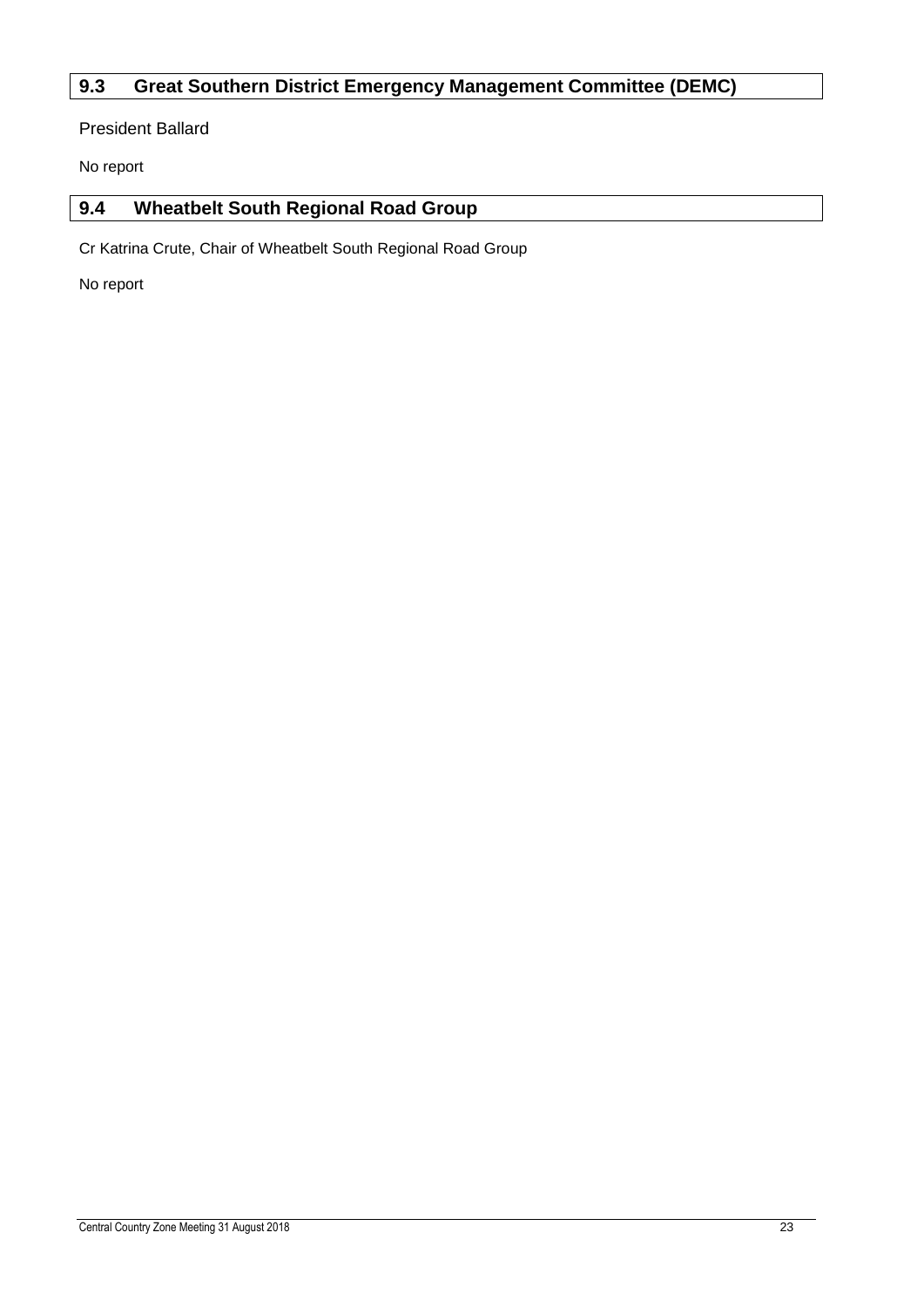## 9.3 Great Southern District Emergency Management Committee (DEMC)

President Ballard

No report

## 9.4 Wheatbelt South Regional Road Group

Cr Katrina Crute, Chair of Wheatbelt South Regional Road Group

No report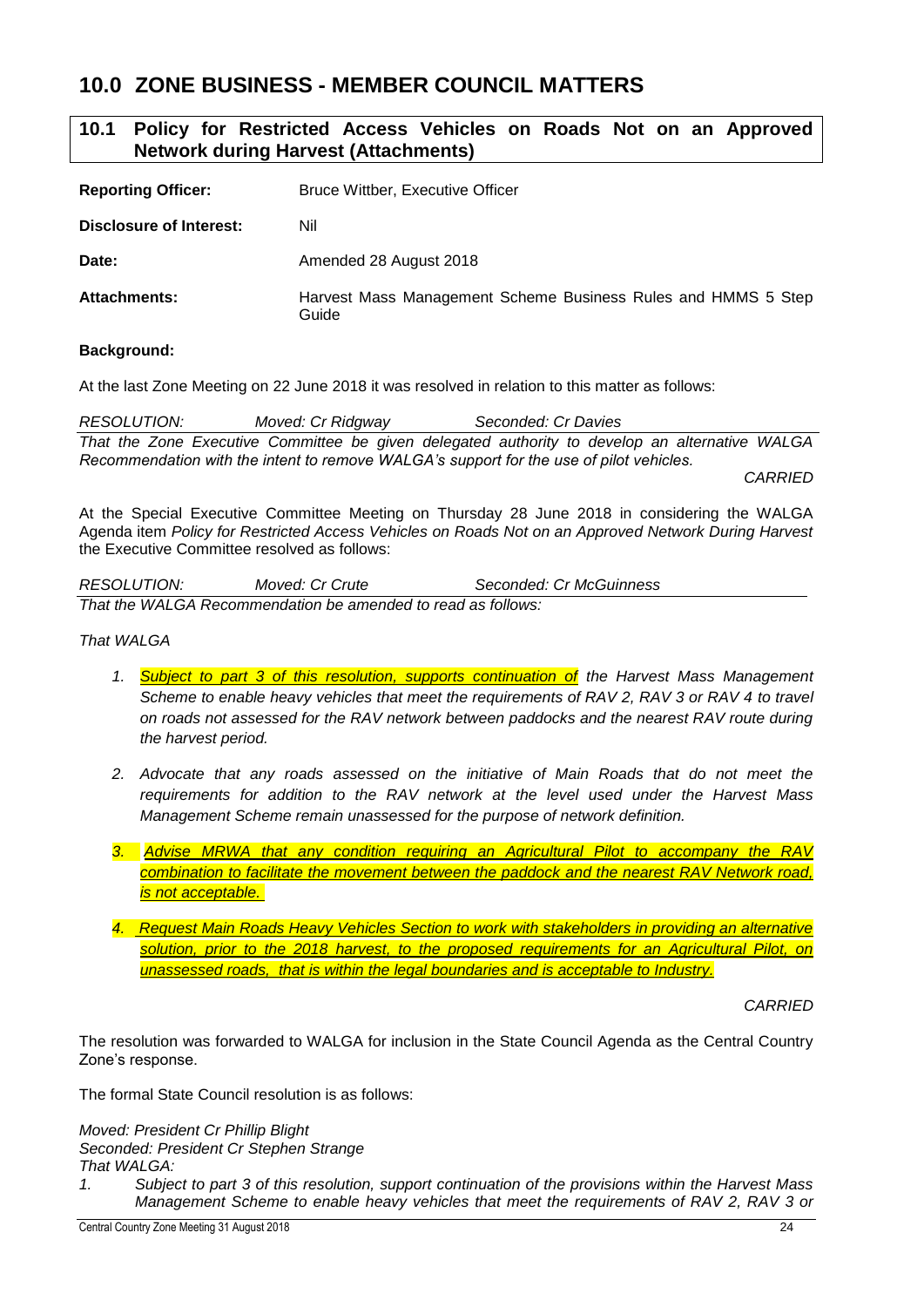# 10.0 ZONE BUSINESS - MEMBER COUNCIL MATTERS

## 10.1 Policy for Restricted Access Vehicles on Roads Not on an Approved Network during Harvest (Attachments)

**Reporting Officer:** Bruce Wittber, Executive Officer

**Disclosure of Interest:** Nil

**Date:** Amended 28 August 2018

**Attachments:** Harvest Mass Management Scheme Business Rules and HMMS 5 Step Guide

**Background:**

At the last Zone Meeting on 22 June 2018 it was resolved in relation to this matter as follows:

*RESOLUTION: Moved: Cr Ridgway Seconded: Cr Davies*

*That the Zone Executive Committee be given delegated authority to develop an alternative WALGA Recommendation with the intent to remove WALGA's support for the use of pilot vehicles.*

*CARRIED*

At the Special Executive Committee Meeting on Thursday 28 June 2018 in considering the WALGA Agenda item *Policy for Restricted Access Vehicles on Roads Not on an Approved Network During Harvest* the Executive Committee resolved as follows:

*RESOLUTION: Moved: Cr Crute Seconded: Cr McGuinness*

*That the WALGA Recommendation be amended to read as follows:*

*That WALGA*

1. *Subject to part 3 of this resolution, supports continuation of the Harvest Mass Management Scheme to enable heavy vehicles that meet the requirements of RAV 2, RAV 3 or RAV 4 to travel on roads not assessed for the RAV network between paddocks and the nearest RAV route during the harvest period.*
2. *Advocate that any roads assessed on the initiative of Main Roads that do not meet the requirements for addition to the RAV network at the level used under the Harvest Mass Management Scheme remain unassessed for the purpose of network definition.*
3. *Advise MRWA that any condition requiring an Agricultural Pilot to accompany the RAV combination to facilitate the movement between the paddock and the nearest RAV Network road, is not acceptable.*
4. *Request Main Roads Heavy Vehicles Section to work with stakeholders in providing an alternative solution, prior to the 2018 harvest, to the proposed requirements for an Agricultural Pilot, on unassessed roads, that is within the legal boundaries and is acceptable to Industry.*

*CARRIED*

The resolution was forwarded to WALGA for inclusion in the State Council Agenda as the Central Country Zone's response.

The formal State Council resolution is as follows:

*Moved: President Cr Phillip Blight*
*Seconded: President Cr Stephen Strange*
*That WALGA:*

1. *Subject to part 3 of this resolution, support continuation of the provisions within the Harvest Mass Management Scheme to enable heavy vehicles that meet the requirements of RAV 2, RAV 3 or*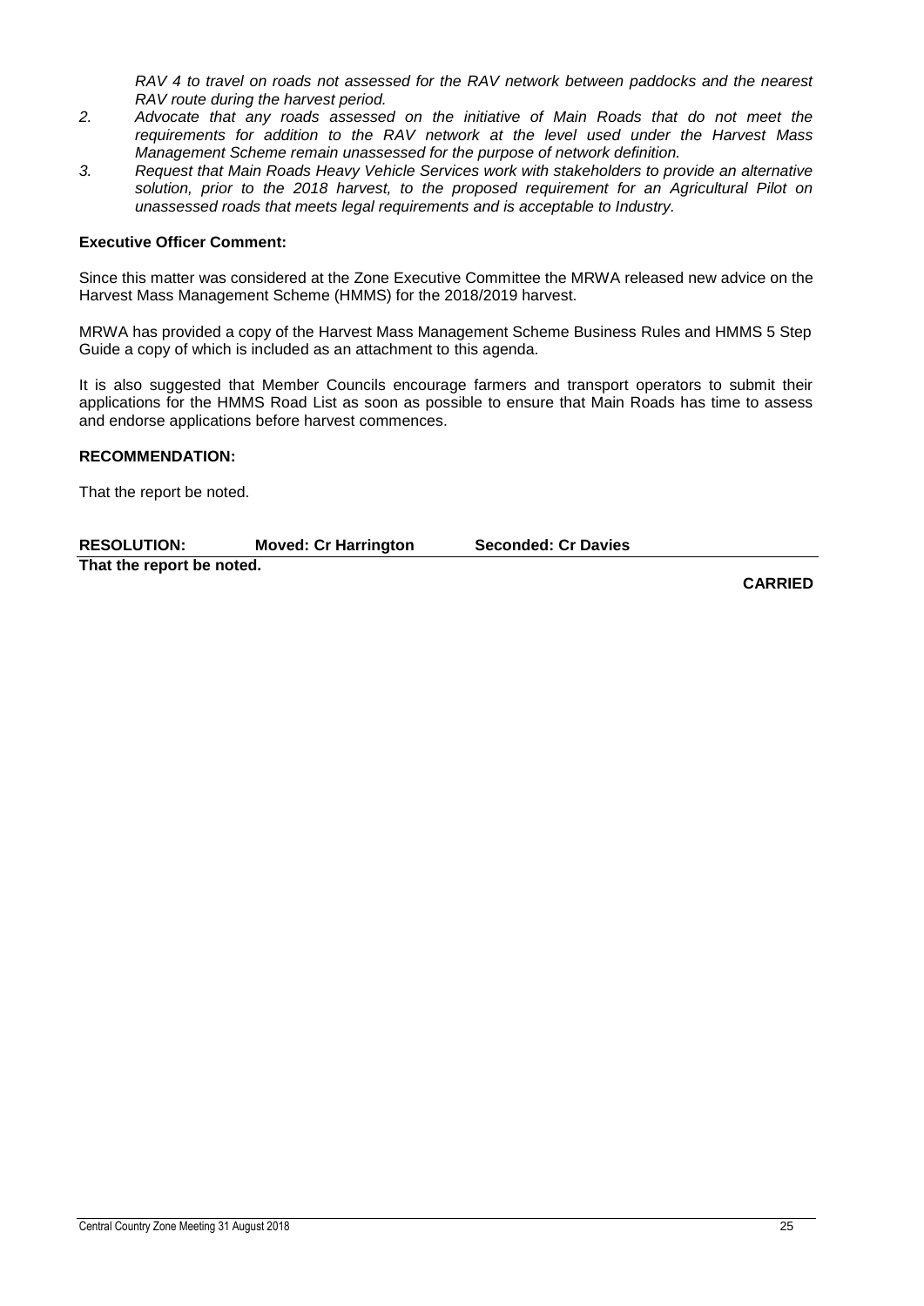*RAV 4 to travel on roads not assessed for the RAV network between paddocks and the nearest RAV route during the harvest period.*

2. *Advocate that any roads assessed on the initiative of Main Roads that do not meet the requirements for addition to the RAV network at the level used under the Harvest Mass Management Scheme remain unassessed for the purpose of network definition.*
3. *Request that Main Roads Heavy Vehicle Services work with stakeholders to provide an alternative solution, prior to the 2018 harvest, to the proposed requirement for an Agricultural Pilot on unassessed roads that meets legal requirements and is acceptable to Industry.*

**Executive Officer Comment:**

Since this matter was considered at the Zone Executive Committee the MRWA released new advice on the Harvest Mass Management Scheme (HMMS) for the 2018/2019 harvest.

MRWA has provided a copy of the Harvest Mass Management Scheme Business Rules and HMMS 5 Step Guide a copy of which is included as an attachment to this agenda.

It is also suggested that Member Councils encourage farmers and transport operators to submit their applications for the HMMS Road List as soon as possible to ensure that Main Roads has time to assess and endorse applications before harvest commences.

**RECOMMENDATION:**

That the report be noted.

**RESOLUTION:** **Moved: Cr Harrington** **Seconded: Cr Davies**

**That the report be noted.**

**CARRIED**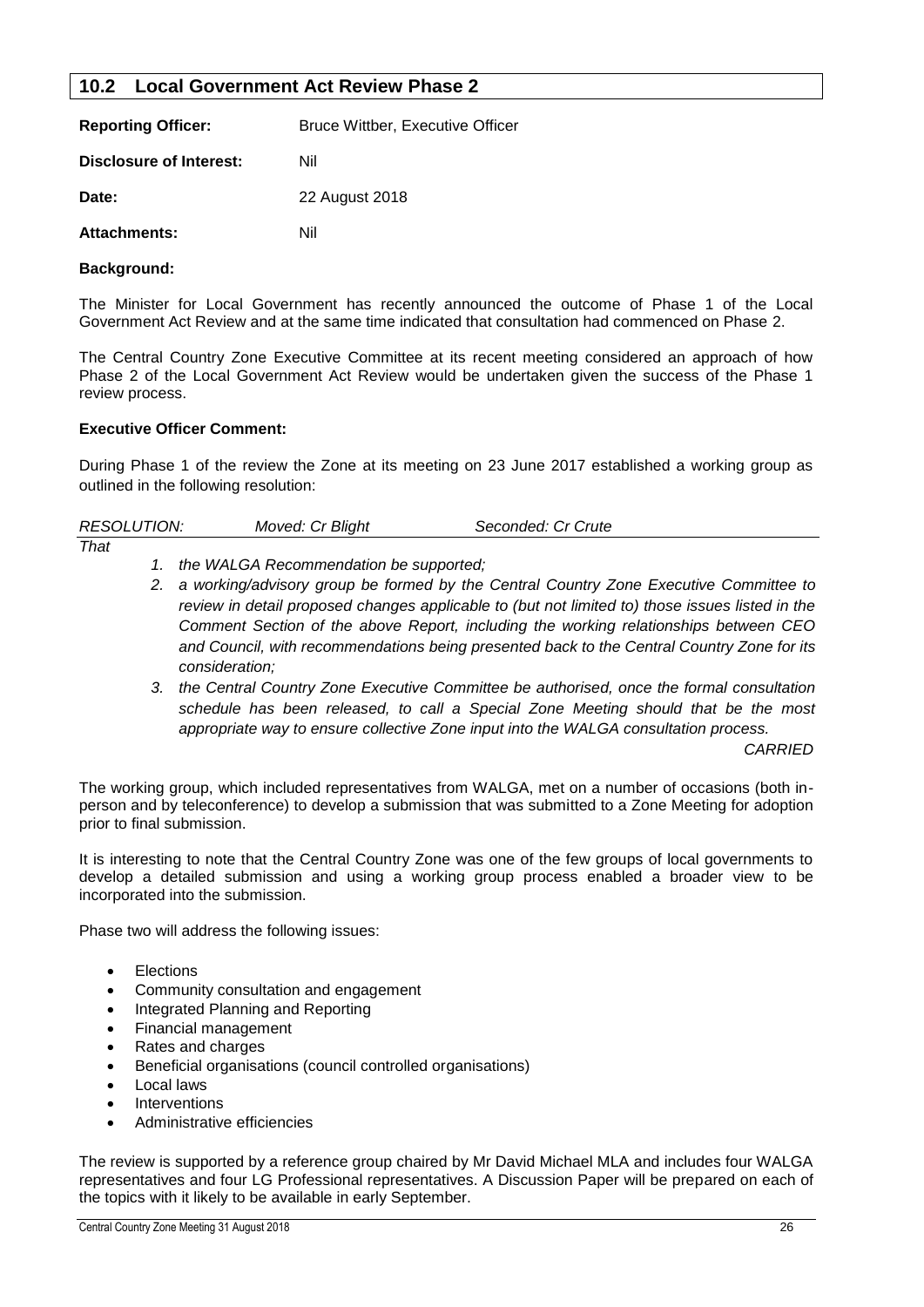## 10.2 Local Government Act Review Phase 2

**Reporting Officer:** Bruce Wittber, Executive Officer

**Disclosure of Interest:** Nil

**Date:** 22 August 2018

**Attachments:** Nil

**Background:**

The Minister for Local Government has recently announced the outcome of Phase 1 of the Local Government Act Review and at the same time indicated that consultation had commenced on Phase 2.

The Central Country Zone Executive Committee at its recent meeting considered an approach of how Phase 2 of the Local Government Act Review would be undertaken given the success of the Phase 1 review process.

**Executive Officer Comment:**

During Phase 1 of the review the Zone at its meeting on 23 June 2017 established a working group as outlined in the following resolution:

*RESOLUTION:* *Moved: Cr Blight* *Seconded: Cr Crute*

*That*

1. *the WALGA Recommendation be supported;*
2. *a working/advisory group be formed by the Central Country Zone Executive Committee to review in detail proposed changes applicable to (but not limited to) those issues listed in the Comment Section of the above Report, including the working relationships between CEO and Council, with recommendations being presented back to the Central Country Zone for its consideration;*
3. *the Central Country Zone Executive Committee be authorised, once the formal consultation schedule has been released, to call a Special Zone Meeting should that be the most appropriate way to ensure collective Zone input into the WALGA consultation process.*

*CARRIED*

The working group, which included representatives from WALGA, met on a number of occasions (both in-person and by teleconference) to develop a submission that was submitted to a Zone Meeting for adoption prior to final submission.

It is interesting to note that the Central Country Zone was one of the few groups of local governments to develop a detailed submission and using a working group process enabled a broader view to be incorporated into the submission.

Phase two will address the following issues:

- Elections
- Community consultation and engagement
- Integrated Planning and Reporting
- Financial management
- Rates and charges
- Beneficial organisations (council controlled organisations)
- Local laws
- Interventions
- Administrative efficiencies

The review is supported by a reference group chaired by Mr David Michael MLA and includes four WALGA representatives and four LG Professional representatives. A Discussion Paper will be prepared on each of the topics with it likely to be available in early September.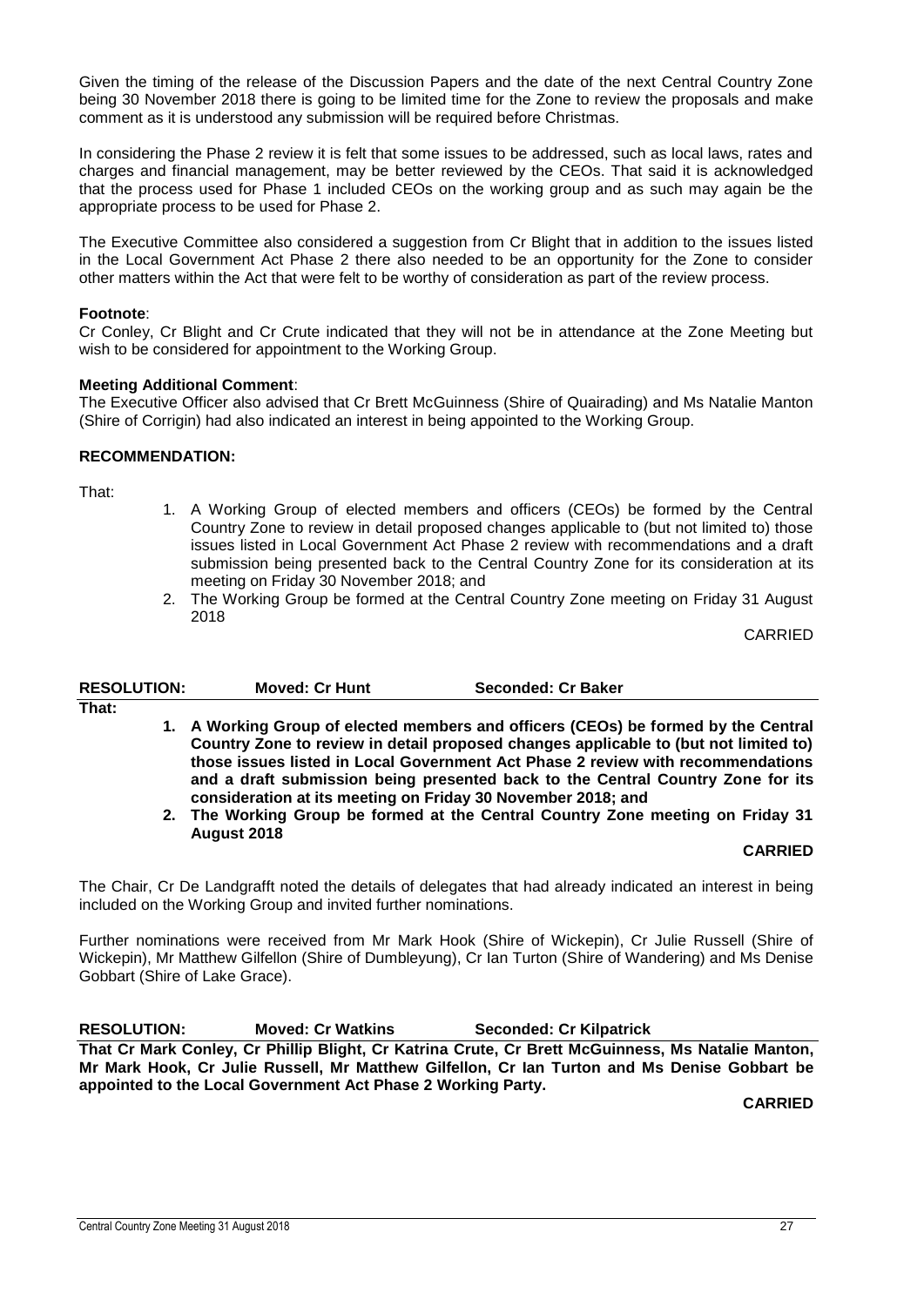Given the timing of the release of the Discussion Papers and the date of the next Central Country Zone being 30 November 2018 there is going to be limited time for the Zone to review the proposals and make comment as it is understood any submission will be required before Christmas.

In considering the Phase 2 review it is felt that some issues to be addressed, such as local laws, rates and charges and financial management, may be better reviewed by the CEOs. That said it is acknowledged that the process used for Phase 1 included CEOs on the working group and as such may again be the appropriate process to be used for Phase 2.

The Executive Committee also considered a suggestion from Cr Blight that in addition to the issues listed in the Local Government Act Phase 2 there also needed to be an opportunity for the Zone to consider other matters within the Act that were felt to be worthy of consideration as part of the review process.

**Footnote**:
Cr Conley, Cr Blight and Cr Crute indicated that they will not be in attendance at the Zone Meeting but wish to be considered for appointment to the Working Group.

**Meeting Additional Comment**:
The Executive Officer also advised that Cr Brett McGuinness (Shire of Quairading) and Ms Natalie Manton (Shire of Corrigin) had also indicated an interest in being appointed to the Working Group.

**RECOMMENDATION:**

That:

1. A Working Group of elected members and officers (CEOs) be formed by the Central Country Zone to review in detail proposed changes applicable to (but not limited to) those issues listed in Local Government Act Phase 2 review with recommendations and a draft submission being presented back to the Central Country Zone for its consideration at its meeting on Friday 30 November 2018; and
2. The Working Group be formed at the Central Country Zone meeting on Friday 31 August 2018

CARRIED

**RESOLUTION: Moved: Cr Hunt Seconded: Cr Baker**

**That:**

1. **A Working Group of elected members and officers (CEOs) be formed by the Central Country Zone to review in detail proposed changes applicable to (but not limited to) those issues listed in Local Government Act Phase 2 review with recommendations and a draft submission being presented back to the Central Country Zone for its consideration at its meeting on Friday 30 November 2018; and**
2. **The Working Group be formed at the Central Country Zone meeting on Friday 31 August 2018**

**CARRIED**

The Chair, Cr De Landgrafft noted the details of delegates that had already indicated an interest in being included on the Working Group and invited further nominations.

Further nominations were received from Mr Mark Hook (Shire of Wickepin), Cr Julie Russell (Shire of Wickepin), Mr Matthew Gilfellon (Shire of Dumbleyung), Cr Ian Turton (Shire of Wandering) and Ms Denise Gobbart (Shire of Lake Grace).

**RESOLUTION: Moved: Cr Watkins Seconded: Cr Kilpatrick**

**That Cr Mark Conley, Cr Phillip Blight, Cr Katrina Crute, Cr Brett McGuinness, Ms Natalie Manton, Mr Mark Hook, Cr Julie Russell, Mr Matthew Gilfellon, Cr Ian Turton and Ms Denise Gobbart be appointed to the Local Government Act Phase 2 Working Party.**

**CARRIED**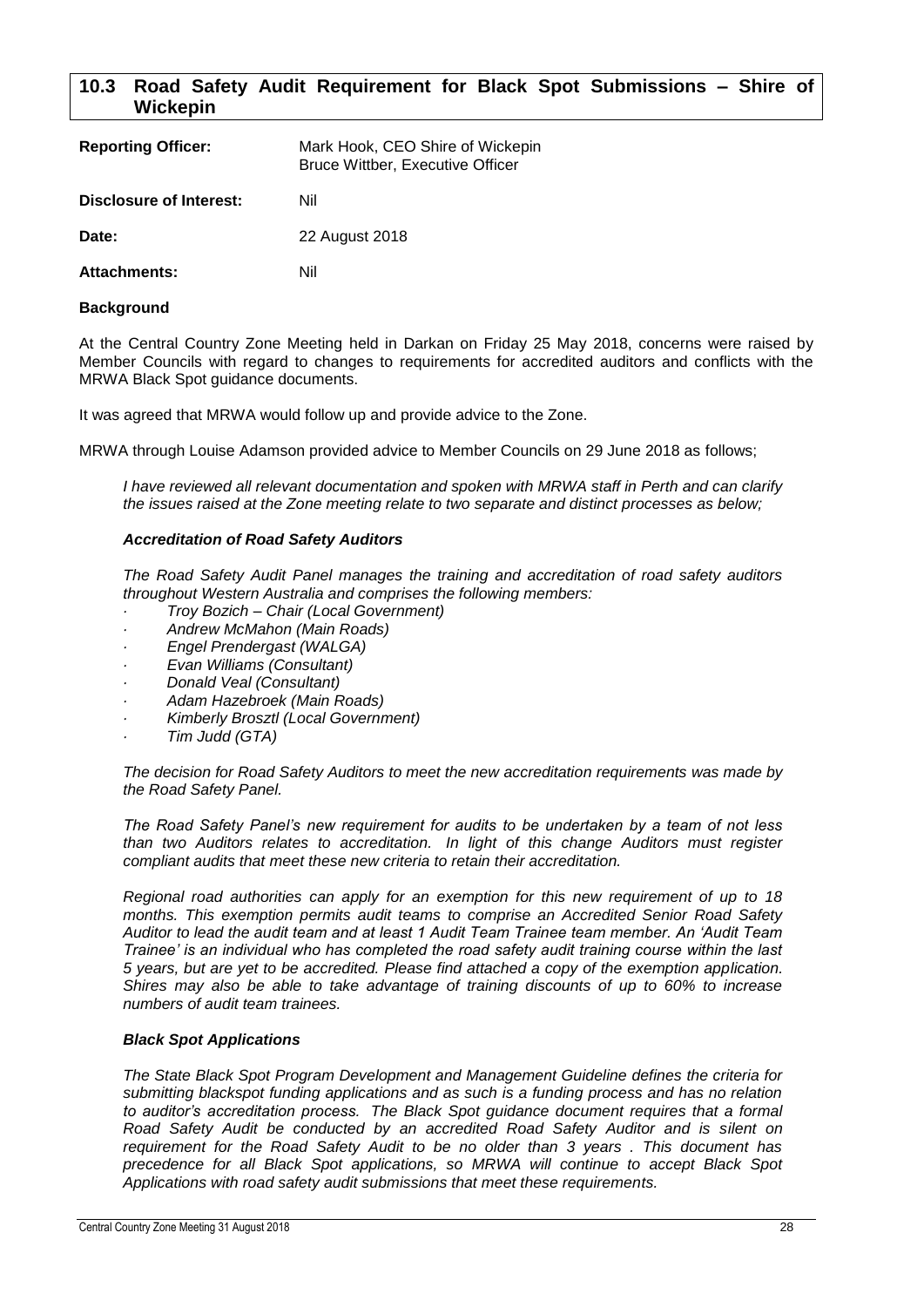## 10.3 Road Safety Audit Requirement for Black Spot Submissions – Shire of Wickepin

| | |
|---|---|
| **Reporting Officer:** | Mark Hook, CEO Shire of Wickepin<br>Bruce Wittber, Executive Officer |
| **Disclosure of Interest:** | Nil |
| **Date:** | 22 August 2018 |
| **Attachments:** | Nil |

**Background**

At the Central Country Zone Meeting held in Darkan on Friday 25 May 2018, concerns were raised by Member Councils with regard to changes to requirements for accredited auditors and conflicts with the MRWA Black Spot guidance documents.

It was agreed that MRWA would follow up and provide advice to the Zone.

MRWA through Louise Adamson provided advice to Member Councils on 29 June 2018 as follows;

*I have reviewed all relevant documentation and spoken with MRWA staff in Perth and can clarify the issues raised at the Zone meeting relate to two separate and distinct processes as below;*

***Accreditation of Road Safety Auditors***

*The Road Safety Audit Panel manages the training and accreditation of road safety auditors throughout Western Australia and comprises the following members:*

- *Troy Bozich – Chair (Local Government)*
- *Andrew McMahon (Main Roads)*
- *Engel Prendergast (WALGA)*
- *Evan Williams (Consultant)*
- *Donald Veal (Consultant)*
- *Adam Hazebroek (Main Roads)*
- *Kimberly Brosztl (Local Government)*
- *Tim Judd (GTA)*

*The decision for Road Safety Auditors to meet the new accreditation requirements was made by the Road Safety Panel.*

*The Road Safety Panel's new requirement for audits to be undertaken by a team of not less than two Auditors relates to accreditation. In light of this change Auditors must register compliant audits that meet these new criteria to retain their accreditation.*

*Regional road authorities can apply for an exemption for this new requirement of up to 18 months. This exemption permits audit teams to comprise an Accredited Senior Road Safety Auditor to lead the audit team and at least 1 Audit Team Trainee team member. An 'Audit Team Trainee' is an individual who has completed the road safety audit training course within the last 5 years, but are yet to be accredited. Please find attached a copy of the exemption application. Shires may also be able to take advantage of training discounts of up to 60% to increase numbers of audit team trainees.*

***Black Spot Applications***

*The State Black Spot Program Development and Management Guideline defines the criteria for submitting blackspot funding applications and as such is a funding process and has no relation to auditor's accreditation process. The Black Spot guidance document requires that a formal Road Safety Audit be conducted by an accredited Road Safety Auditor and is silent on requirement for the Road Safety Audit to be no older than 3 years . This document has precedence for all Black Spot applications, so MRWA will continue to accept Black Spot Applications with road safety audit submissions that meet these requirements.*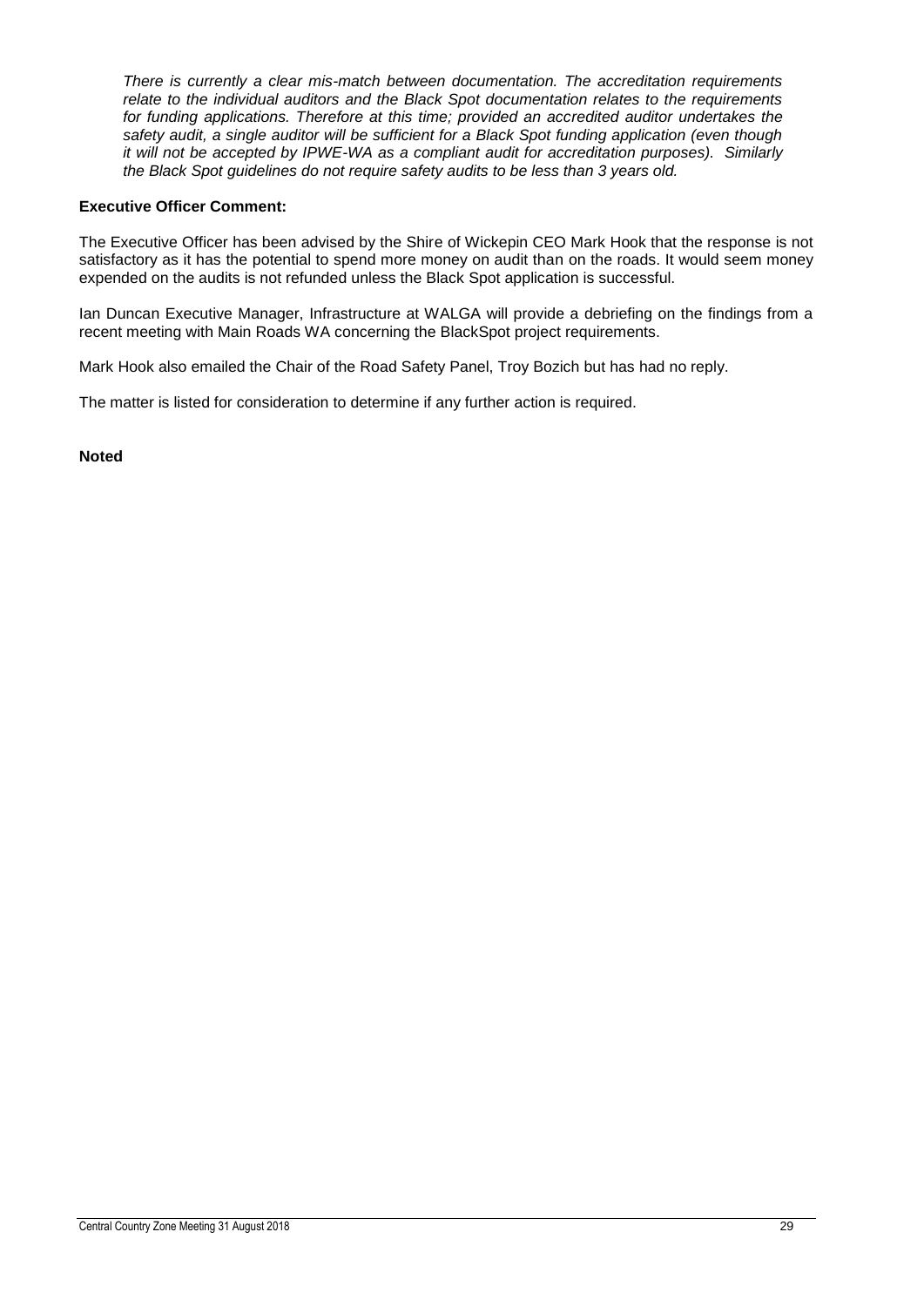*There is currently a clear mis-match between documentation. The accreditation requirements relate to the individual auditors and the Black Spot documentation relates to the requirements for funding applications. Therefore at this time; provided an accredited auditor undertakes the safety audit, a single auditor will be sufficient for a Black Spot funding application (even though it will not be accepted by IPWE-WA as a compliant audit for accreditation purposes). Similarly the Black Spot guidelines do not require safety audits to be less than 3 years old.*

**Executive Officer Comment:**

The Executive Officer has been advised by the Shire of Wickepin CEO Mark Hook that the response is not satisfactory as it has the potential to spend more money on audit than on the roads. It would seem money expended on the audits is not refunded unless the Black Spot application is successful.

Ian Duncan Executive Manager, Infrastructure at WALGA will provide a debriefing on the findings from a recent meeting with Main Roads WA concerning the BlackSpot project requirements.

Mark Hook also emailed the Chair of the Road Safety Panel, Troy Bozich but has had no reply.

The matter is listed for consideration to determine if any further action is required.

**Noted**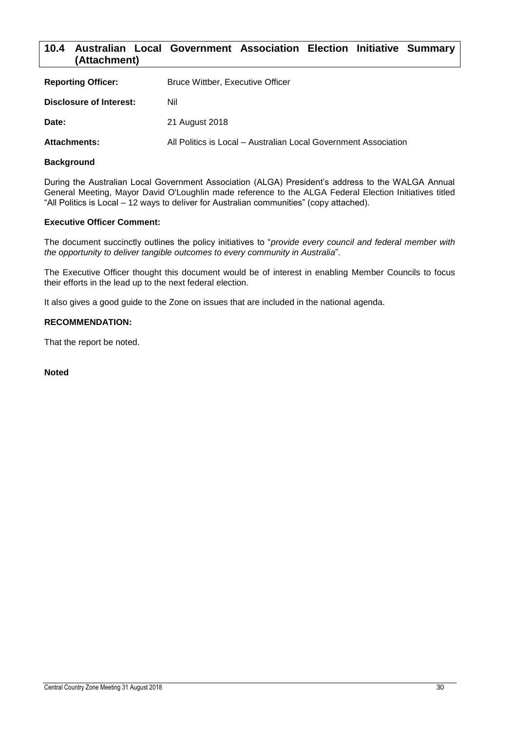## 10.4 Australian Local Government Association Election Initiative Summary (Attachment)

**Reporting Officer:** Bruce Wittber, Executive Officer

**Disclosure of Interest:** Nil

**Date:** 21 August 2018

**Attachments:** All Politics is Local – Australian Local Government Association

**Background**

During the Australian Local Government Association (ALGA) President's address to the WALGA Annual General Meeting, Mayor David O'Loughlin made reference to the ALGA Federal Election Initiatives titled "All Politics is Local – 12 ways to deliver for Australian communities" (copy attached).

**Executive Officer Comment:**

The document succinctly outlines the policy initiatives to "*provide every council and federal member with the opportunity to deliver tangible outcomes to every community in Australia*".

The Executive Officer thought this document would be of interest in enabling Member Councils to focus their efforts in the lead up to the next federal election.

It also gives a good guide to the Zone on issues that are included in the national agenda.

**RECOMMENDATION:**

That the report be noted.

**Noted**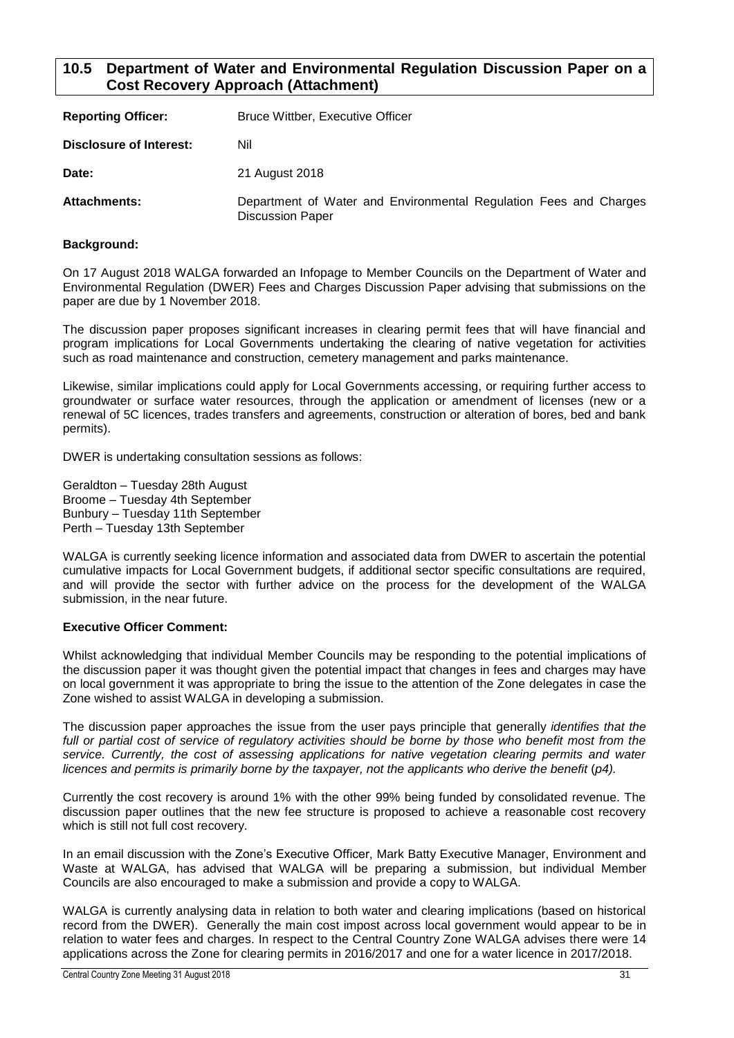## 10.5 Department of Water and Environmental Regulation Discussion Paper on a Cost Recovery Approach (Attachment)

**Reporting Officer:** Bruce Wittber, Executive Officer

**Disclosure of Interest:** Nil

**Date:** 21 August 2018

**Attachments:** Department of Water and Environmental Regulation Fees and Charges Discussion Paper

**Background:**

On 17 August 2018 WALGA forwarded an Infopage to Member Councils on the Department of Water and Environmental Regulation (DWER) Fees and Charges Discussion Paper advising that submissions on the paper are due by 1 November 2018.

The discussion paper proposes significant increases in clearing permit fees that will have financial and program implications for Local Governments undertaking the clearing of native vegetation for activities such as road maintenance and construction, cemetery management and parks maintenance.

Likewise, similar implications could apply for Local Governments accessing, or requiring further access to groundwater or surface water resources, through the application or amendment of licenses (new or a renewal of 5C licences, trades transfers and agreements, construction or alteration of bores, bed and bank permits).

DWER is undertaking consultation sessions as follows:

Geraldton – Tuesday 28th August
Broome – Tuesday 4th September
Bunbury – Tuesday 11th September
Perth – Tuesday 13th September

WALGA is currently seeking licence information and associated data from DWER to ascertain the potential cumulative impacts for Local Government budgets, if additional sector specific consultations are required, and will provide the sector with further advice on the process for the development of the WALGA submission, in the near future.

**Executive Officer Comment:**

Whilst acknowledging that individual Member Councils may be responding to the potential implications of the discussion paper it was thought given the potential impact that changes in fees and charges may have on local government it was appropriate to bring the issue to the attention of the Zone delegates in case the Zone wished to assist WALGA in developing a submission.

The discussion paper approaches the issue from the user pays principle that generally *identifies that the full or partial cost of service of regulatory activities should be borne by those who benefit most from the service. Currently, the cost of assessing applications for native vegetation clearing permits and water licences and permits is primarily borne by the taxpayer, not the applicants who derive the benefit* (*p4).*

Currently the cost recovery is around 1% with the other 99% being funded by consolidated revenue. The discussion paper outlines that the new fee structure is proposed to achieve a reasonable cost recovery which is still not full cost recovery.

In an email discussion with the Zone's Executive Officer, Mark Batty Executive Manager, Environment and Waste at WALGA, has advised that WALGA will be preparing a submission, but individual Member Councils are also encouraged to make a submission and provide a copy to WALGA.

WALGA is currently analysing data in relation to both water and clearing implications (based on historical record from the DWER). Generally the main cost impost across local government would appear to be in relation to water fees and charges. In respect to the Central Country Zone WALGA advises there were 14 applications across the Zone for clearing permits in 2016/2017 and one for a water licence in 2017/2018.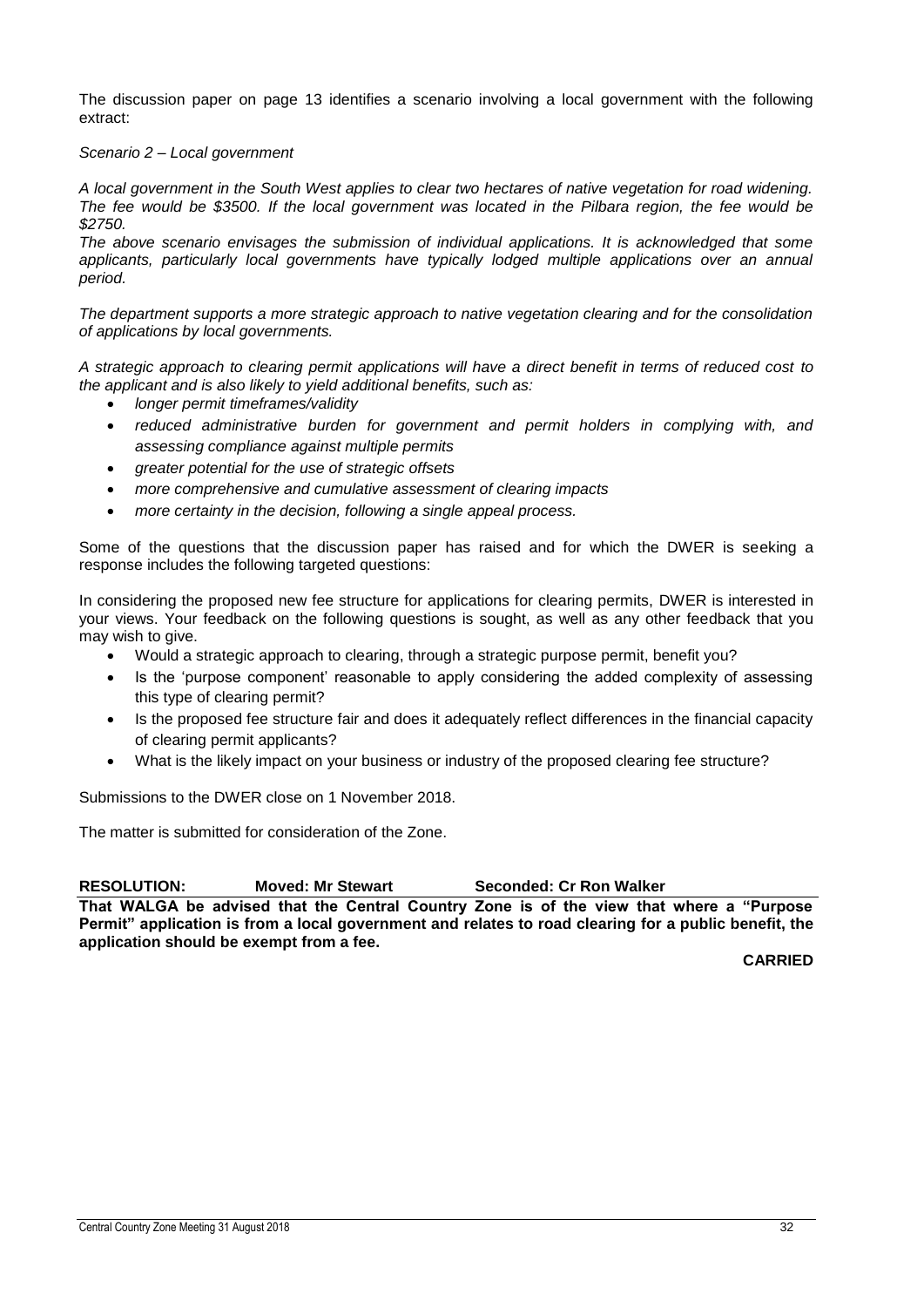The discussion paper on page 13 identifies a scenario involving a local government with the following extract:

*Scenario 2 – Local government*

*A local government in the South West applies to clear two hectares of native vegetation for road widening. The fee would be $3500. If the local government was located in the Pilbara region, the fee would be $2750.*

*The above scenario envisages the submission of individual applications. It is acknowledged that some applicants, particularly local governments have typically lodged multiple applications over an annual period.*

*The department supports a more strategic approach to native vegetation clearing and for the consolidation of applications by local governments.*

*A strategic approach to clearing permit applications will have a direct benefit in terms of reduced cost to the applicant and is also likely to yield additional benefits, such as:*

- *longer permit timeframes/validity*
- *reduced administrative burden for government and permit holders in complying with, and assessing compliance against multiple permits*
- *greater potential for the use of strategic offsets*
- *more comprehensive and cumulative assessment of clearing impacts*
- *more certainty in the decision, following a single appeal process.*

Some of the questions that the discussion paper has raised and for which the DWER is seeking a response includes the following targeted questions:

In considering the proposed new fee structure for applications for clearing permits, DWER is interested in your views. Your feedback on the following questions is sought, as well as any other feedback that you may wish to give.

- Would a strategic approach to clearing, through a strategic purpose permit, benefit you?
- Is the 'purpose component' reasonable to apply considering the added complexity of assessing this type of clearing permit?
- Is the proposed fee structure fair and does it adequately reflect differences in the financial capacity of clearing permit applicants?
- What is the likely impact on your business or industry of the proposed clearing fee structure?

Submissions to the DWER close on 1 November 2018.

The matter is submitted for consideration of the Zone.

**RESOLUTION: Moved: Mr Stewart Seconded: Cr Ron Walker**

**That WALGA be advised that the Central Country Zone is of the view that where a "Purpose Permit" application is from a local government and relates to road clearing for a public benefit, the application should be exempt from a fee.**

**CARRIED**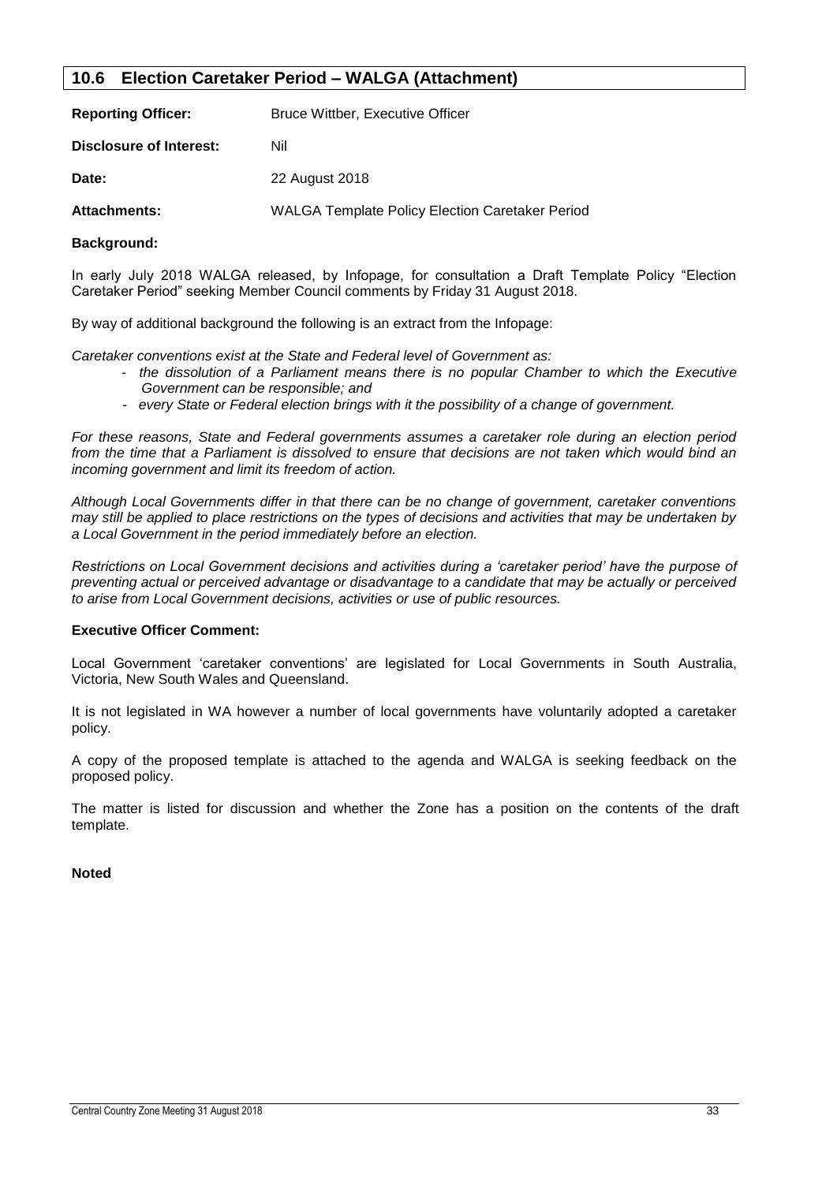## 10.6 Election Caretaker Period – WALGA (Attachment)

**Reporting Officer:** Bruce Wittber, Executive Officer

**Disclosure of Interest:** Nil

**Date:** 22 August 2018

**Attachments:** WALGA Template Policy Election Caretaker Period

**Background:**

In early July 2018 WALGA released, by Infopage, for consultation a Draft Template Policy "Election Caretaker Period" seeking Member Council comments by Friday 31 August 2018.

By way of additional background the following is an extract from the Infopage:

*Caretaker conventions exist at the State and Federal level of Government as:*

- *the dissolution of a Parliament means there is no popular Chamber to which the Executive Government can be responsible; and*
- *every State or Federal election brings with it the possibility of a change of government.*

*For these reasons, State and Federal governments assumes a caretaker role during an election period from the time that a Parliament is dissolved to ensure that decisions are not taken which would bind an incoming government and limit its freedom of action.*

*Although Local Governments differ in that there can be no change of government, caretaker conventions may still be applied to place restrictions on the types of decisions and activities that may be undertaken by a Local Government in the period immediately before an election.*

*Restrictions on Local Government decisions and activities during a 'caretaker period' have the purpose of preventing actual or perceived advantage or disadvantage to a candidate that may be actually or perceived to arise from Local Government decisions, activities or use of public resources.*

**Executive Officer Comment:**

Local Government 'caretaker conventions' are legislated for Local Governments in South Australia, Victoria, New South Wales and Queensland.

It is not legislated in WA however a number of local governments have voluntarily adopted a caretaker policy.

A copy of the proposed template is attached to the agenda and WALGA is seeking feedback on the proposed policy.

The matter is listed for discussion and whether the Zone has a position on the contents of the draft template.

**Noted**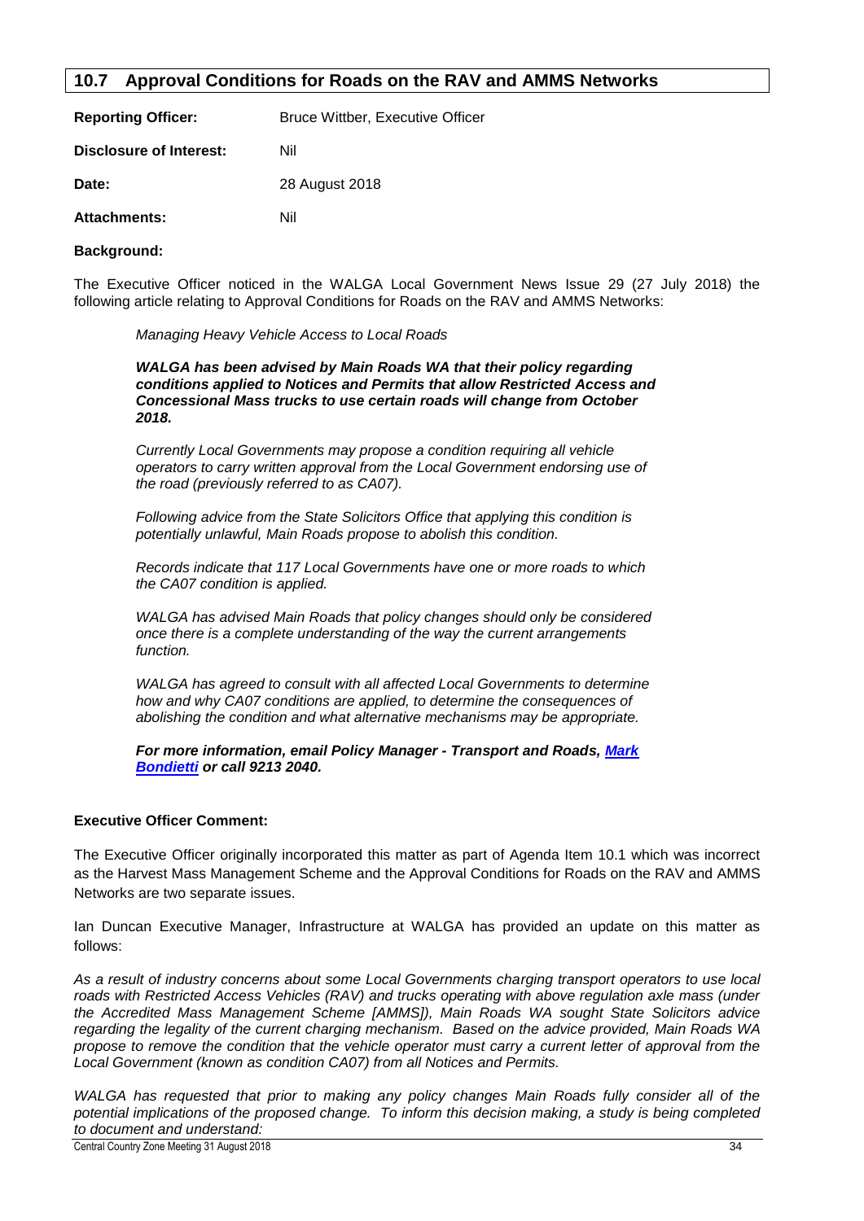## 10.7 Approval Conditions for Roads on the RAV and AMMS Networks

**Reporting Officer:** Bruce Wittber, Executive Officer

**Disclosure of Interest:** Nil

**Date:** 28 August 2018

**Attachments:** Nil

**Background:**

The Executive Officer noticed in the WALGA Local Government News Issue 29 (27 July 2018) the following article relating to Approval Conditions for Roads on the RAV and AMMS Networks:

> *Managing Heavy Vehicle Access to Local Roads*
>
> ***WALGA has been advised by Main Roads WA that their policy regarding conditions applied to Notices and Permits that allow Restricted Access and Concessional Mass trucks to use certain roads will change from October 2018.***
>
> *Currently Local Governments may propose a condition requiring all vehicle operators to carry written approval from the Local Government endorsing use of the road (previously referred to as CA07).*
>
> *Following advice from the State Solicitors Office that applying this condition is potentially unlawful, Main Roads propose to abolish this condition.*
>
> *Records indicate that 117 Local Governments have one or more roads to which the CA07 condition is applied.*
>
> *WALGA has advised Main Roads that policy changes should only be considered once there is a complete understanding of the way the current arrangements function.*
>
> *WALGA has agreed to consult with all affected Local Governments to determine how and why CA07 conditions are applied, to determine the consequences of abolishing the condition and what alternative mechanisms may be appropriate.*
>
> ***For more information, email Policy Manager - Transport and Roads, Mark Bondietti or call 9213 2040.***

**Executive Officer Comment:**

The Executive Officer originally incorporated this matter as part of Agenda Item 10.1 which was incorrect as the Harvest Mass Management Scheme and the Approval Conditions for Roads on the RAV and AMMS Networks are two separate issues.

Ian Duncan Executive Manager, Infrastructure at WALGA has provided an update on this matter as follows:

*As a result of industry concerns about some Local Governments charging transport operators to use local roads with Restricted Access Vehicles (RAV) and trucks operating with above regulation axle mass (under the Accredited Mass Management Scheme [AMMS]), Main Roads WA sought State Solicitors advice regarding the legality of the current charging mechanism. Based on the advice provided, Main Roads WA propose to remove the condition that the vehicle operator must carry a current letter of approval from the Local Government (known as condition CA07) from all Notices and Permits.*

*WALGA has requested that prior to making any policy changes Main Roads fully consider all of the potential implications of the proposed change. To inform this decision making, a study is being completed to document and understand:*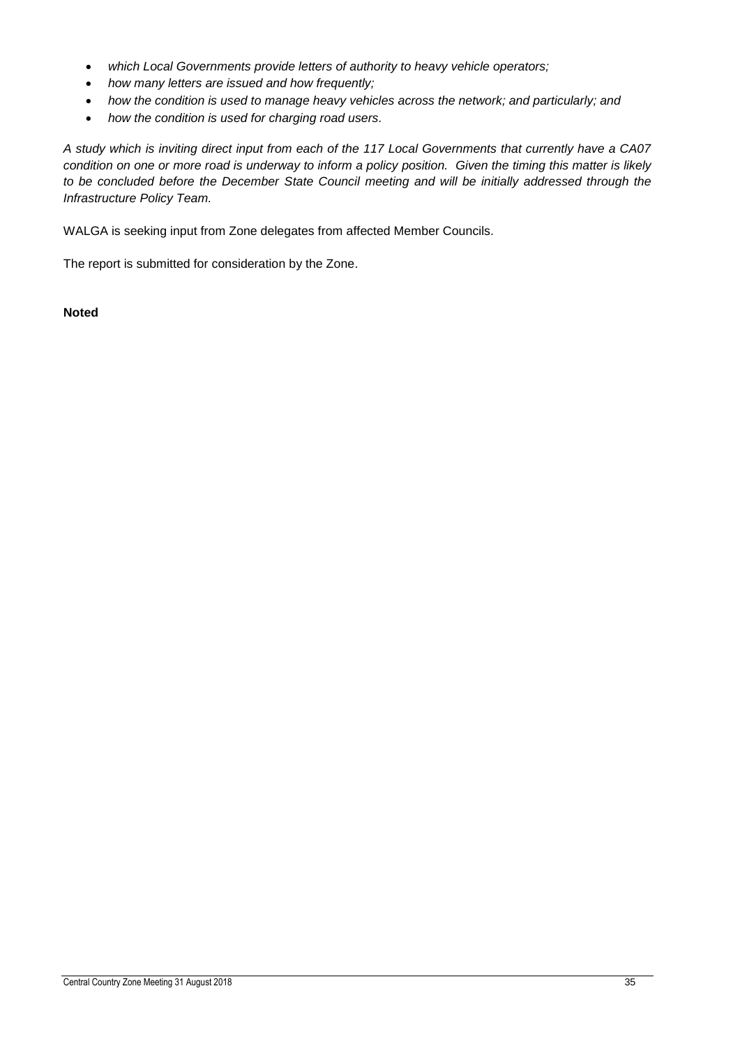- *which Local Governments provide letters of authority to heavy vehicle operators;*
- *how many letters are issued and how frequently;*
- *how the condition is used to manage heavy vehicles across the network; and particularly; and*
- *how the condition is used for charging road users.*

*A study which is inviting direct input from each of the 117 Local Governments that currently have a CA07 condition on one or more road is underway to inform a policy position. Given the timing this matter is likely to be concluded before the December State Council meeting and will be initially addressed through the Infrastructure Policy Team.*

WALGA is seeking input from Zone delegates from affected Member Councils.

The report is submitted for consideration by the Zone.

**Noted**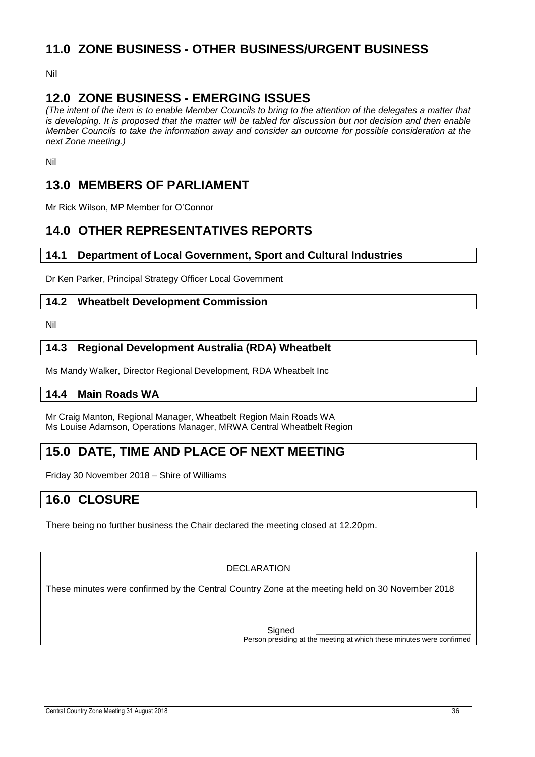## 11.0 ZONE BUSINESS - OTHER BUSINESS/URGENT BUSINESS

Nil

## 12.0 ZONE BUSINESS - EMERGING ISSUES

*(The intent of the item is to enable Member Councils to bring to the attention of the delegates a matter that is developing. It is proposed that the matter will be tabled for discussion but not decision and then enable Member Councils to take the information away and consider an outcome for possible consideration at the next Zone meeting.)*

Nil

## 13.0 MEMBERS OF PARLIAMENT

Mr Rick Wilson, MP Member for O'Connor

## 14.0 OTHER REPRESENTATIVES REPORTS

### 14.1 Department of Local Government, Sport and Cultural Industries

Dr Ken Parker, Principal Strategy Officer Local Government

### 14.2 Wheatbelt Development Commission

Nil

### 14.3 Regional Development Australia (RDA) Wheatbelt

Ms Mandy Walker, Director Regional Development, RDA Wheatbelt Inc

### 14.4 Main Roads WA

Mr Craig Manton, Regional Manager, Wheatbelt Region Main Roads WA
Ms Louise Adamson, Operations Manager, MRWA Central Wheatbelt Region

## 15.0 DATE, TIME AND PLACE OF NEXT MEETING

Friday 30 November 2018 – Shire of Williams

## 16.0 CLOSURE

There being no further business the Chair declared the meeting closed at 12.20pm.

DECLARATION

These minutes were confirmed by the Central Country Zone at the meeting held on 30 November 2018

Signed \_\_\_\_\_\_\_\_\_\_\_\_\_\_\_\_\_\_\_\_\_\_\_\_\_\_\_\_\_\_\_\_
Person presiding at the meeting at which these minutes were confirmed